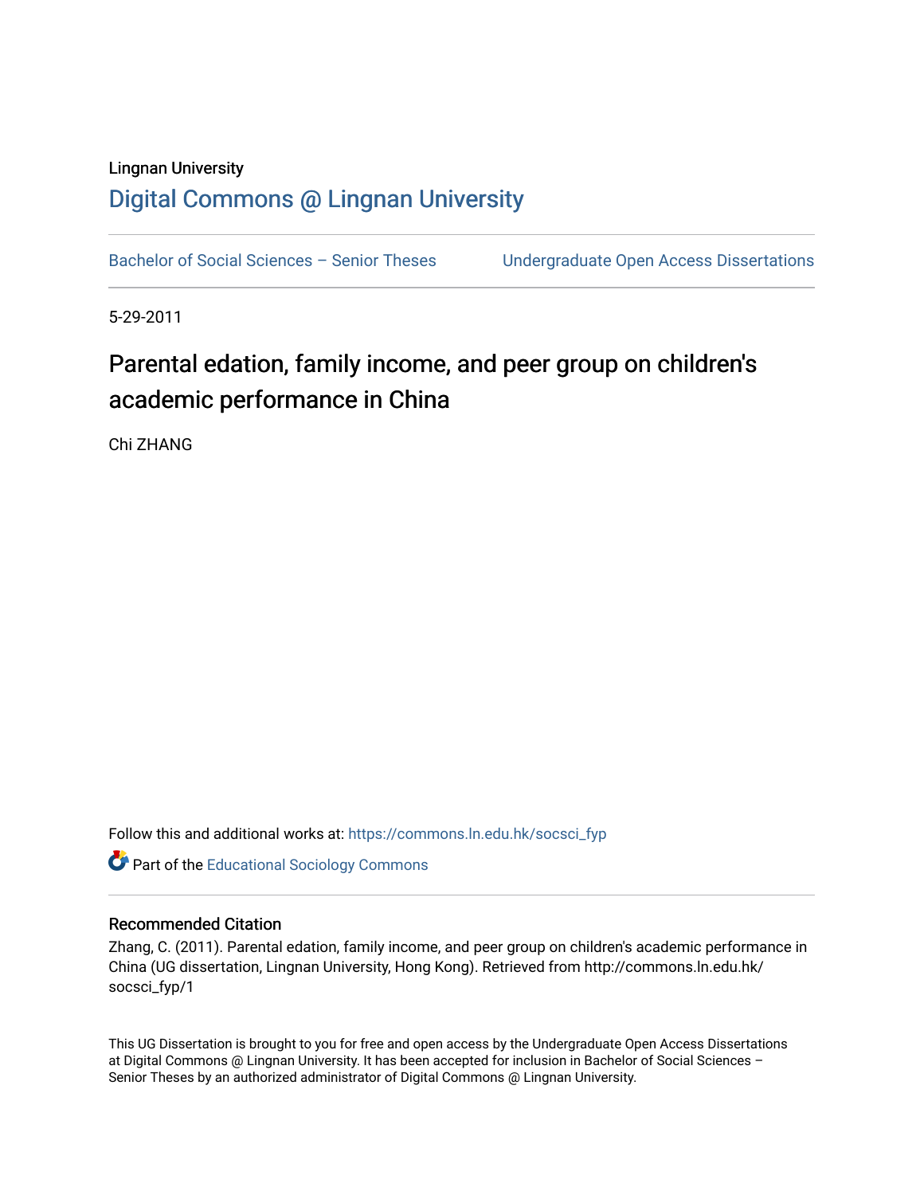Lingnan University

# Digital Commons @ Lingnan University

Bachelor of Social Sciences – Senior Theses | Undergraduate Open Access Dissertations

5-29-2011

## Parental edation, family income, and peer group on children's academic performance in China

Chi ZHANG

Follow this and additional works at: https://commons.ln.edu.hk/socsci_fyp

Part of the Educational Sociology Commons

### Recommended Citation

Zhang, C. (2011). Parental edation, family income, and peer group on children's academic performance in China (UG dissertation, Lingnan University, Hong Kong). Retrieved from http://commons.ln.edu.hk/socsci_fyp/1

This UG Dissertation is brought to you for free and open access by the Undergraduate Open Access Dissertations at Digital Commons @ Lingnan University. It has been accepted for inclusion in Bachelor of Social Sciences – Senior Theses by an authorized administrator of Digital Commons @ Lingnan University.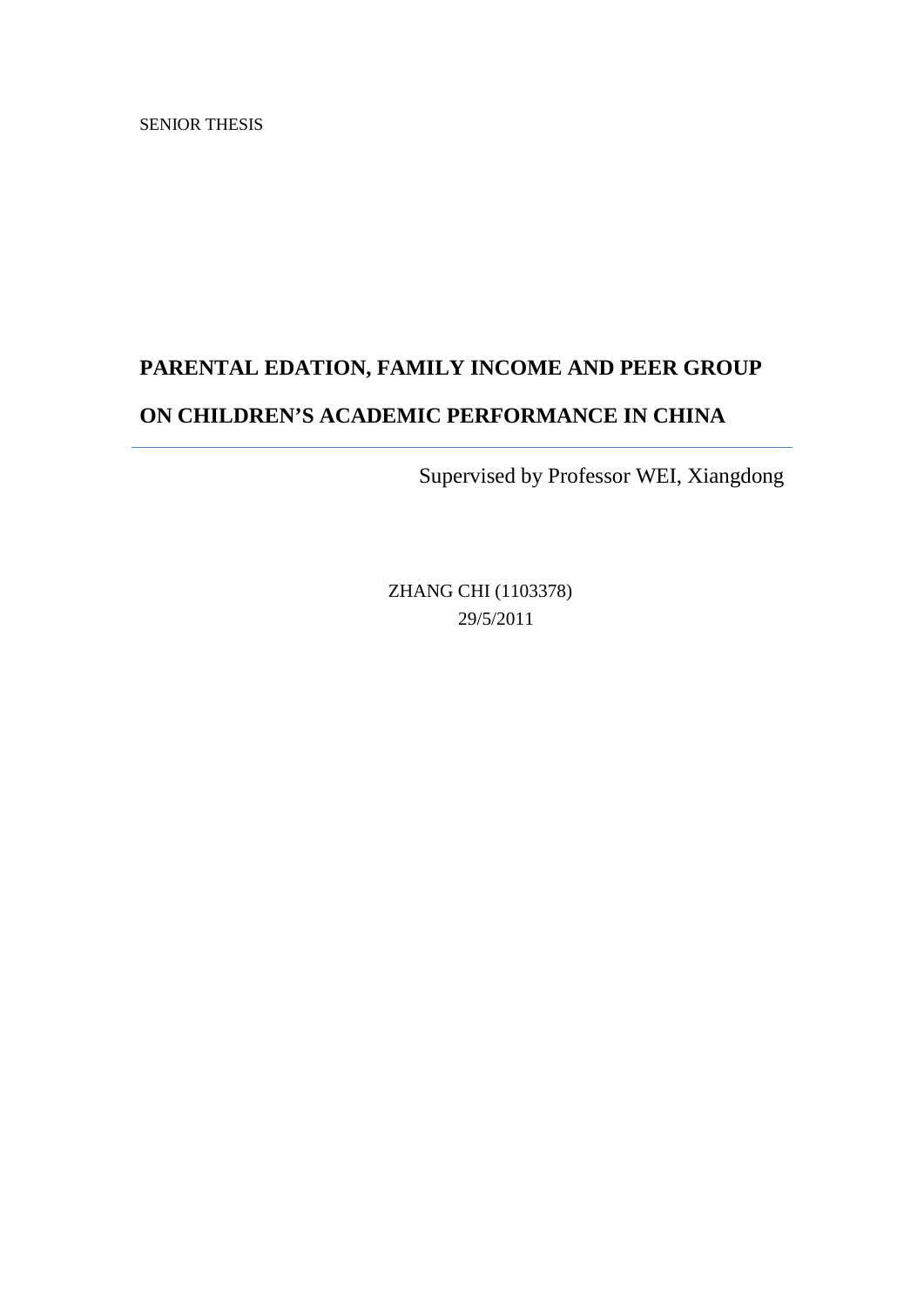SENIOR THESIS

# PARENTAL EDATION, FAMILY INCOME AND PEER GROUP ON CHILDREN'S ACADEMIC PERFORMANCE IN CHINA

---

Supervised by Professor WEI, Xiangdong

ZHANG CHI (1103378)

29/5/2011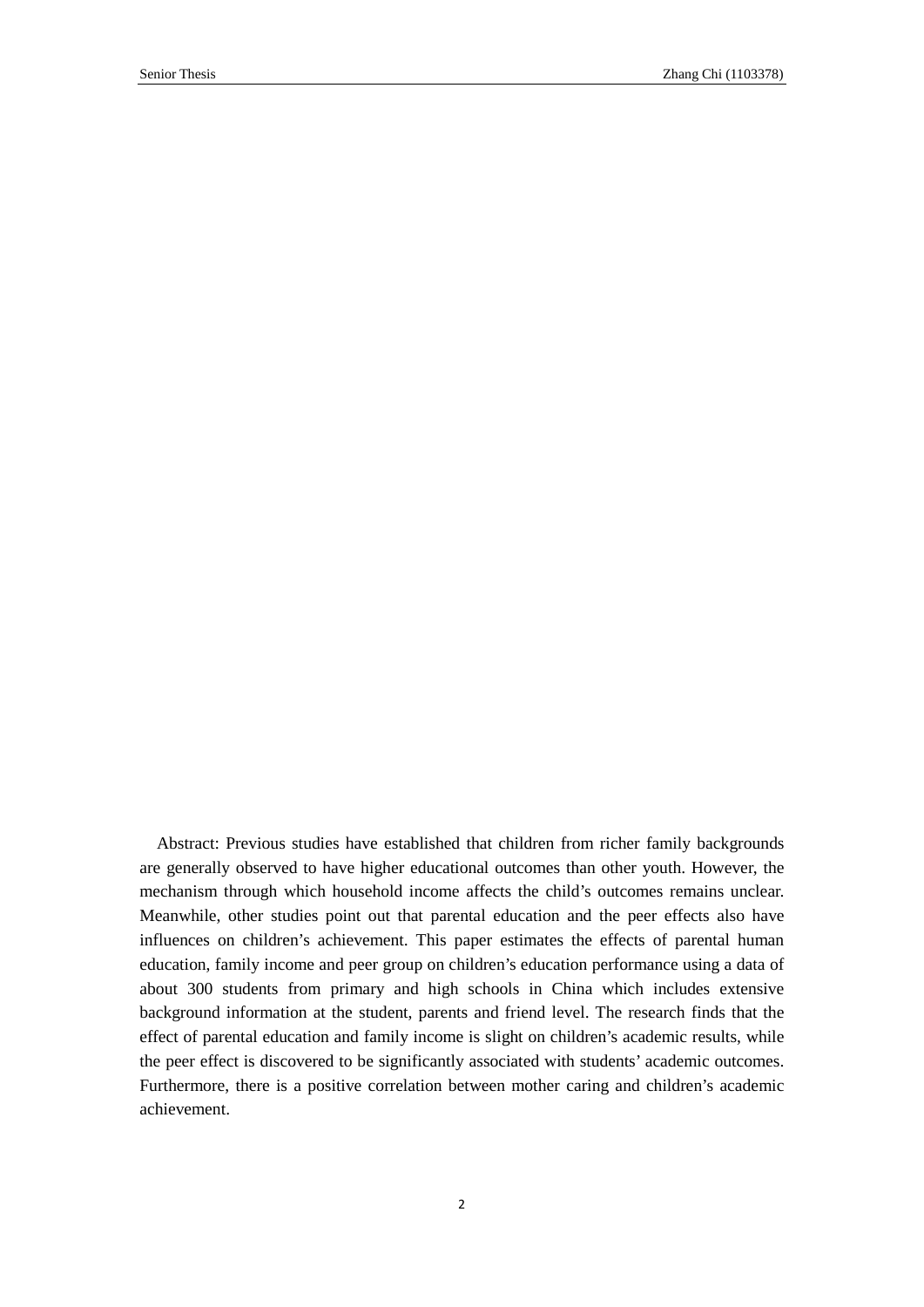Abstract: Previous studies have established that children from richer family backgrounds are generally observed to have higher educational outcomes than other youth. However, the mechanism through which household income affects the child's outcomes remains unclear. Meanwhile, other studies point out that parental education and the peer effects also have influences on children's achievement. This paper estimates the effects of parental human education, family income and peer group on children's education performance using a data of about 300 students from primary and high schools in China which includes extensive background information at the student, parents and friend level. The research finds that the effect of parental education and family income is slight on children's academic results, while the peer effect is discovered to be significantly associated with students' academic outcomes. Furthermore, there is a positive correlation between mother caring and children's academic achievement.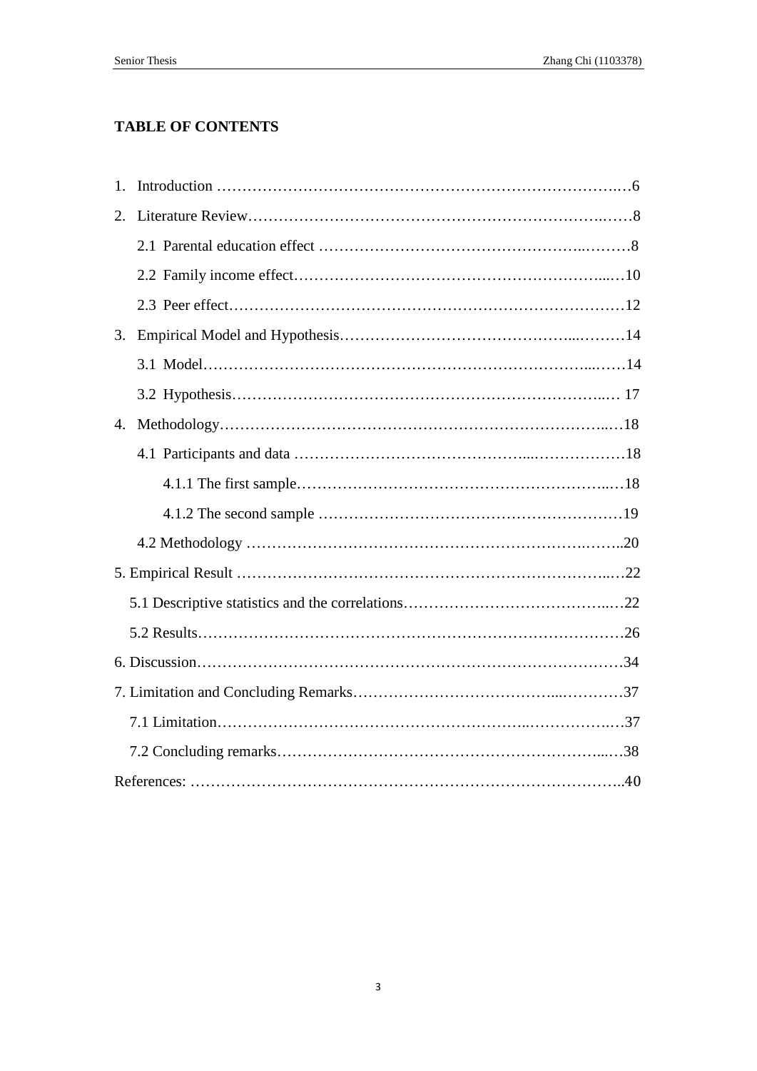**TABLE OF CONTENTS**

1. Introduction …………………………………………………………………….…6
2. Literature Review……………………………………………………………..……8
    - 2.1 Parental education effect …………………………………………..………8
    - 2.2 Family income effect………………………………………………….....…10
    - 2.3 Peer effect……………………………………………………………………12
3. Empirical Model and Hypothesis……………………………………....………14
    - 3.1 Model…………………………………………………………………...……14
    - 3.2 Hypothesis……………………………………………………………..… 17
4. Methodology……………………………………………………………………..…18
    - 4.1 Participants and data ………………………………………...………………18
        - 4.1.1 The first sample……………………………………………………..…18
        - 4.1.2 The second sample …………………………………………………19
    - 4.2 Methodology …………………………………………………………….……..20

5. Empirical Result ……………………………………………………………….…22
    - 5.1 Descriptive statistics and the correlations…………………………………..…22
    - 5.2 Results………………………………………………………………………….26

6. Discussion……………………………………………………………………………34

7. Limitation and Concluding Remarks……………………………………...…………37
    - 7.1 Limitation…………………………………………………..………………..…37
    - 7.2 Concluding remarks…………………………………………………………...…38

References: ……………………………………………………………………………..40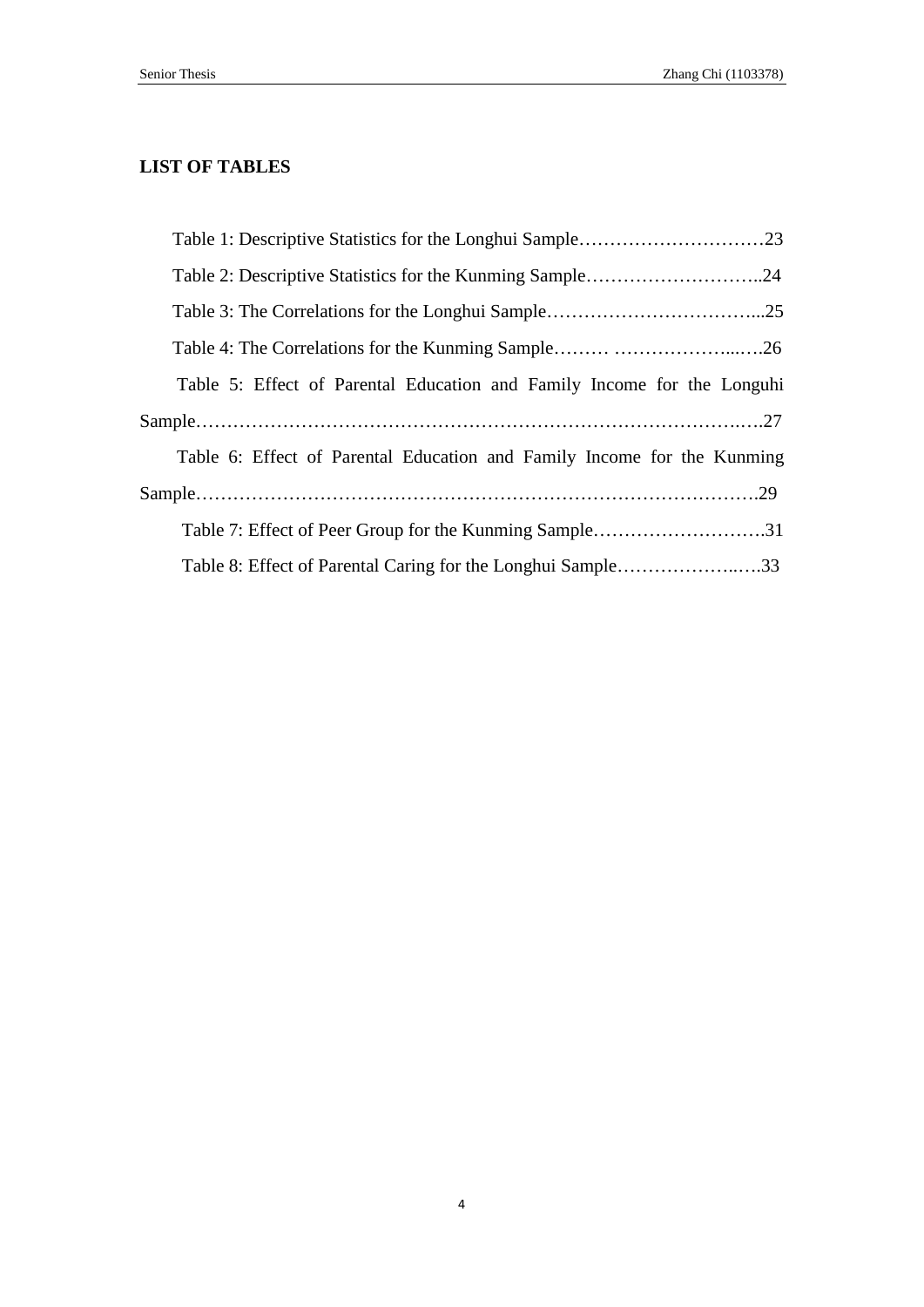## LIST OF TABLES

Table 1: Descriptive Statistics for the Longhui Sample…………………………23

Table 2: Descriptive Statistics for the Kunming Sample………………………..24

Table 3: The Correlations for the Longhui Sample……………………………...25

Table 4: The Correlations for the Kunming Sample……… ………………...….26

Table 5: Effect of Parental Education and Family Income for the Longuhi Sample…………………………………………………………………………….….27

Table 6: Effect of Parental Education and Family Income for the Kunming Sample………………………………………………………………………….29

Table 7: Effect of Peer Group for the Kunming Sample……………………….31

Table 8: Effect of Parental Caring for the Longhui Sample………………..….33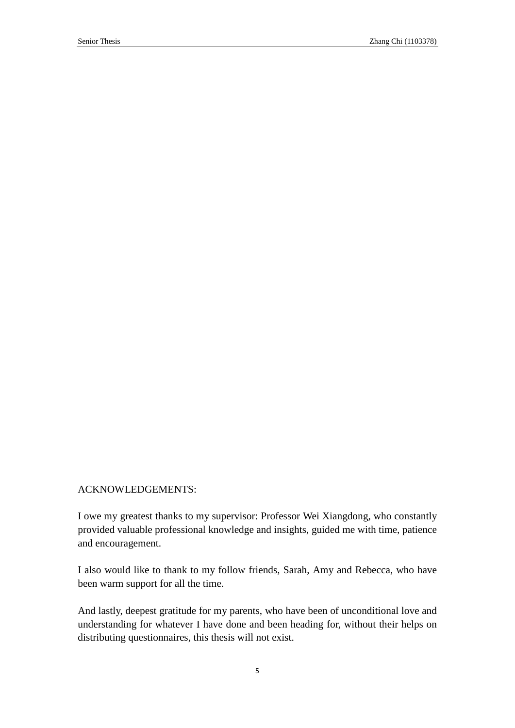ACKNOWLEDGEMENTS:

I owe my greatest thanks to my supervisor: Professor Wei Xiangdong, who constantly provided valuable professional knowledge and insights, guided me with time, patience and encouragement.

I also would like to thank to my follow friends, Sarah, Amy and Rebecca, who have been warm support for all the time.

And lastly, deepest gratitude for my parents, who have been of unconditional love and understanding for whatever I have done and been heading for, without their helps on distributing questionnaires, this thesis will not exist.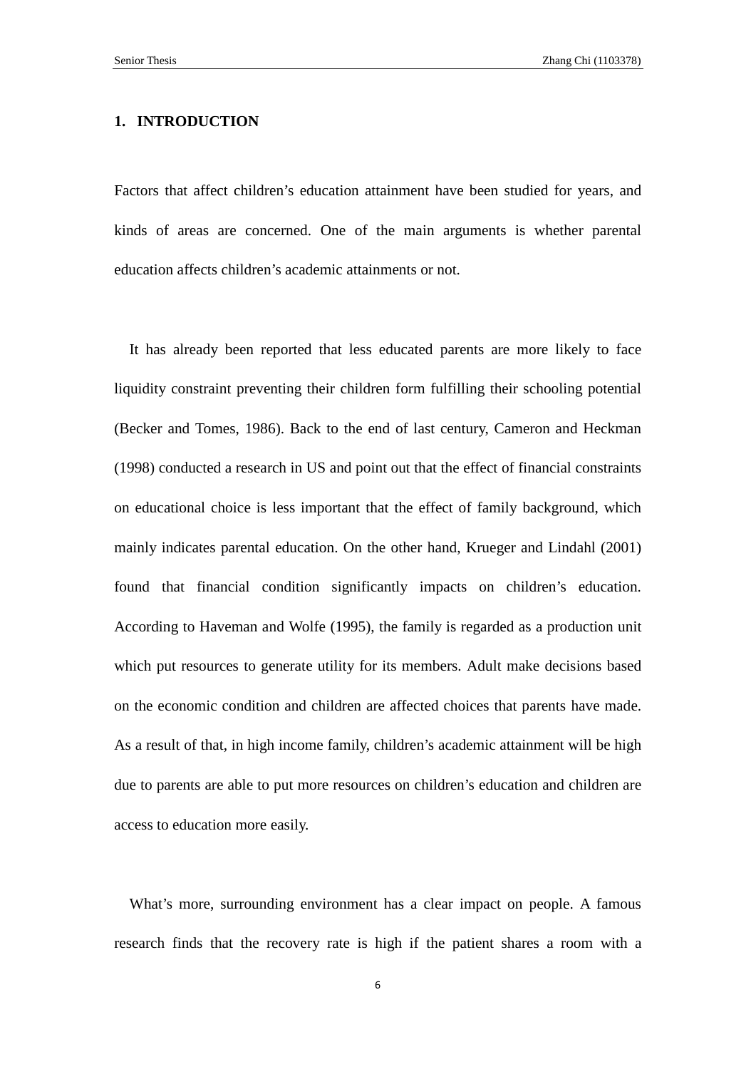# 1. INTRODUCTION

Factors that affect children's education attainment have been studied for years, and kinds of areas are concerned. One of the main arguments is whether parental education affects children's academic attainments or not.

It has already been reported that less educated parents are more likely to face liquidity constraint preventing their children form fulfilling their schooling potential (Becker and Tomes, 1986). Back to the end of last century, Cameron and Heckman (1998) conducted a research in US and point out that the effect of financial constraints on educational choice is less important that the effect of family background, which mainly indicates parental education. On the other hand, Krueger and Lindahl (2001) found that financial condition significantly impacts on children's education. According to Haveman and Wolfe (1995), the family is regarded as a production unit which put resources to generate utility for its members. Adult make decisions based on the economic condition and children are affected choices that parents have made. As a result of that, in high income family, children's academic attainment will be high due to parents are able to put more resources on children's education and children are access to education more easily.

What's more, surrounding environment has a clear impact on people. A famous research finds that the recovery rate is high if the patient shares a room with a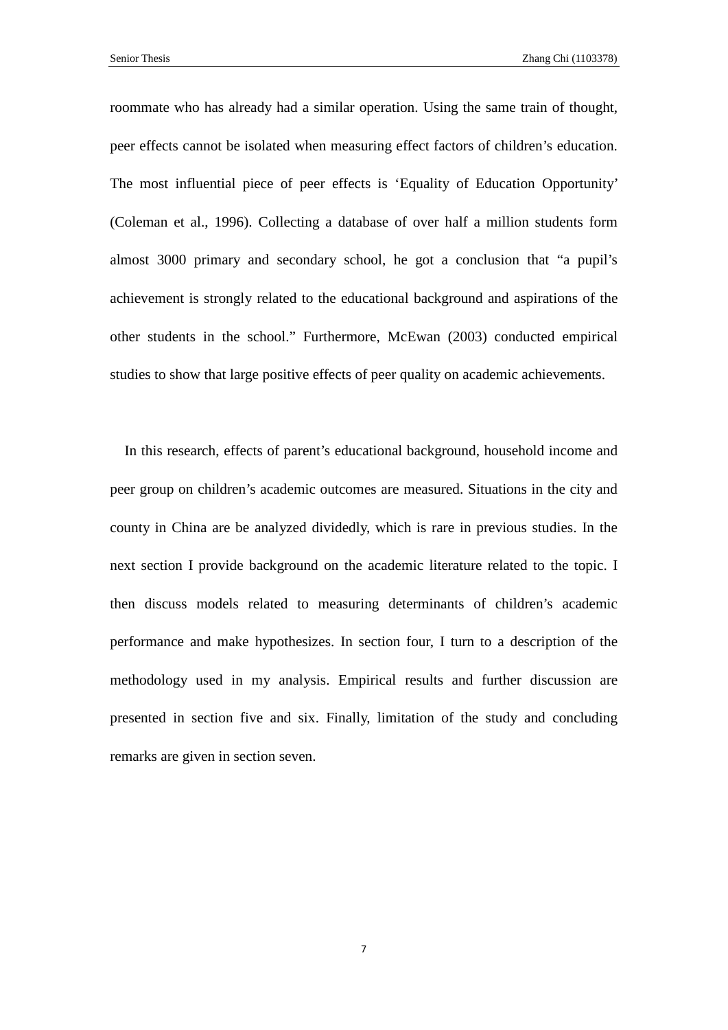roommate who has already had a similar operation. Using the same train of thought, peer effects cannot be isolated when measuring effect factors of children's education. The most influential piece of peer effects is 'Equality of Education Opportunity' (Coleman et al., 1996). Collecting a database of over half a million students form almost 3000 primary and secondary school, he got a conclusion that "a pupil's achievement is strongly related to the educational background and aspirations of the other students in the school." Furthermore, McEwan (2003) conducted empirical studies to show that large positive effects of peer quality on academic achievements.

In this research, effects of parent's educational background, household income and peer group on children's academic outcomes are measured. Situations in the city and county in China are be analyzed dividedly, which is rare in previous studies. In the next section I provide background on the academic literature related to the topic. I then discuss models related to measuring determinants of children's academic performance and make hypothesizes. In section four, I turn to a description of the methodology used in my analysis. Empirical results and further discussion are presented in section five and six. Finally, limitation of the study and concluding remarks are given in section seven.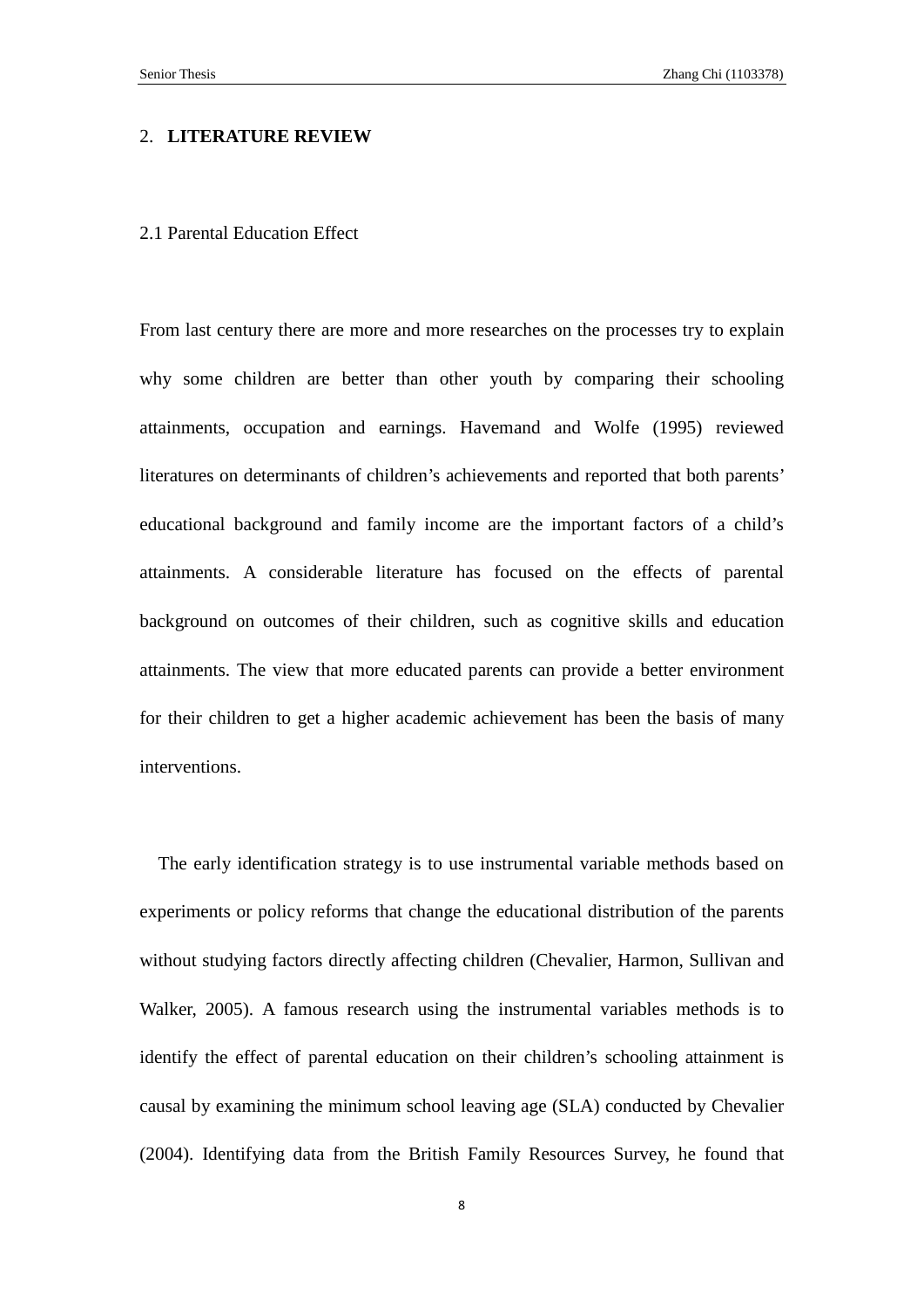## 2. LITERATURE REVIEW

### 2.1 Parental Education Effect

From last century there are more and more researches on the processes try to explain why some children are better than other youth by comparing their schooling attainments, occupation and earnings. Havemand and Wolfe (1995) reviewed literatures on determinants of children's achievements and reported that both parents' educational background and family income are the important factors of a child's attainments. A considerable literature has focused on the effects of parental background on outcomes of their children, such as cognitive skills and education attainments. The view that more educated parents can provide a better environment for their children to get a higher academic achievement has been the basis of many interventions.

The early identification strategy is to use instrumental variable methods based on experiments or policy reforms that change the educational distribution of the parents without studying factors directly affecting children (Chevalier, Harmon, Sullivan and Walker, 2005). A famous research using the instrumental variables methods is to identify the effect of parental education on their children's schooling attainment is causal by examining the minimum school leaving age (SLA) conducted by Chevalier (2004). Identifying data from the British Family Resources Survey, he found that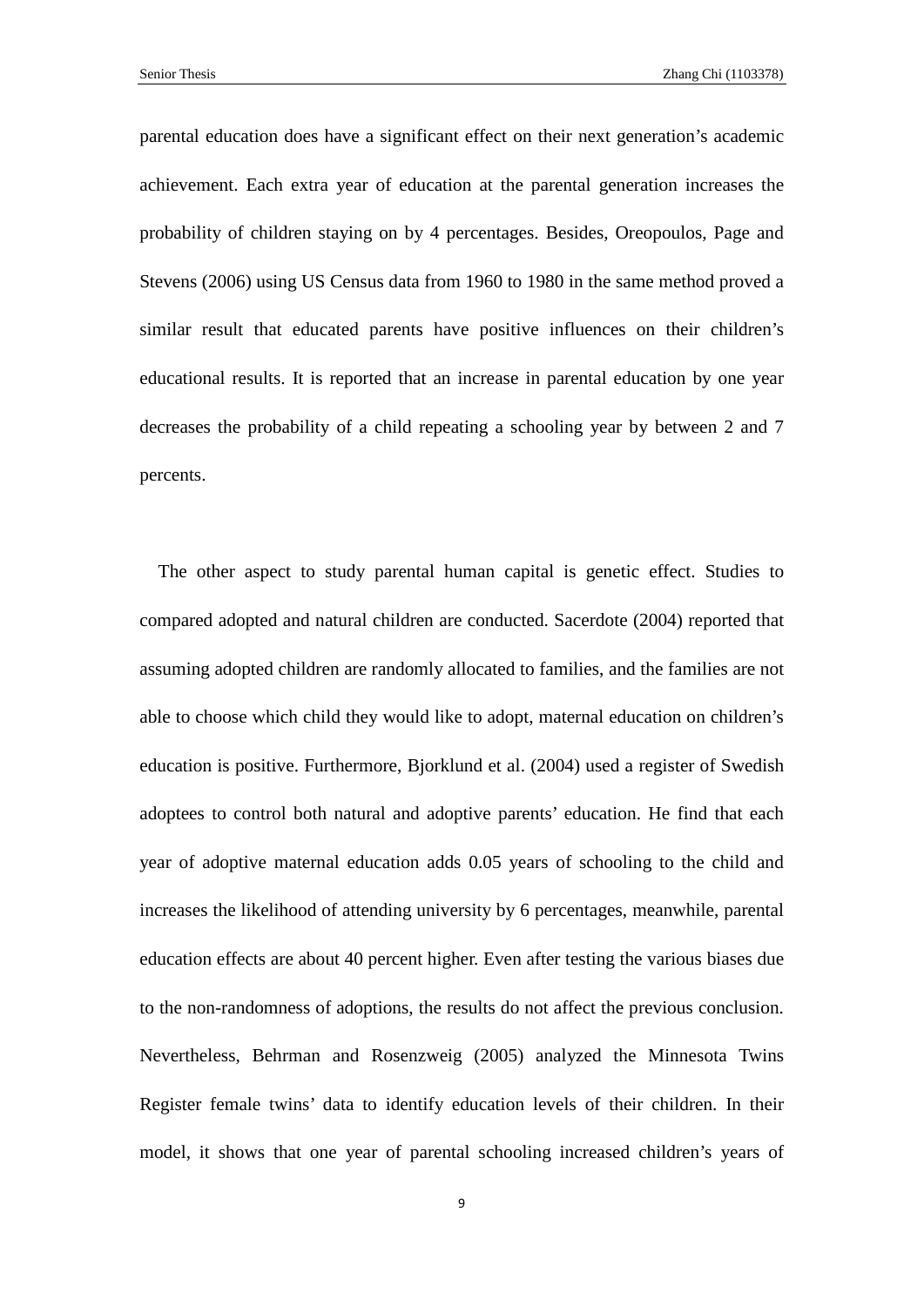parental education does have a significant effect on their next generation's academic achievement. Each extra year of education at the parental generation increases the probability of children staying on by 4 percentages. Besides, Oreopoulos, Page and Stevens (2006) using US Census data from 1960 to 1980 in the same method proved a similar result that educated parents have positive influences on their children's educational results. It is reported that an increase in parental education by one year decreases the probability of a child repeating a schooling year by between 2 and 7 percents.

The other aspect to study parental human capital is genetic effect. Studies to compared adopted and natural children are conducted. Sacerdote (2004) reported that assuming adopted children are randomly allocated to families, and the families are not able to choose which child they would like to adopt, maternal education on children's education is positive. Furthermore, Bjorklund et al. (2004) used a register of Swedish adoptees to control both natural and adoptive parents' education. He find that each year of adoptive maternal education adds 0.05 years of schooling to the child and increases the likelihood of attending university by 6 percentages, meanwhile, parental education effects are about 40 percent higher. Even after testing the various biases due to the non-randomness of adoptions, the results do not affect the previous conclusion. Nevertheless, Behrman and Rosenzweig (2005) analyzed the Minnesota Twins Register female twins' data to identify education levels of their children. In their model, it shows that one year of parental schooling increased children's years of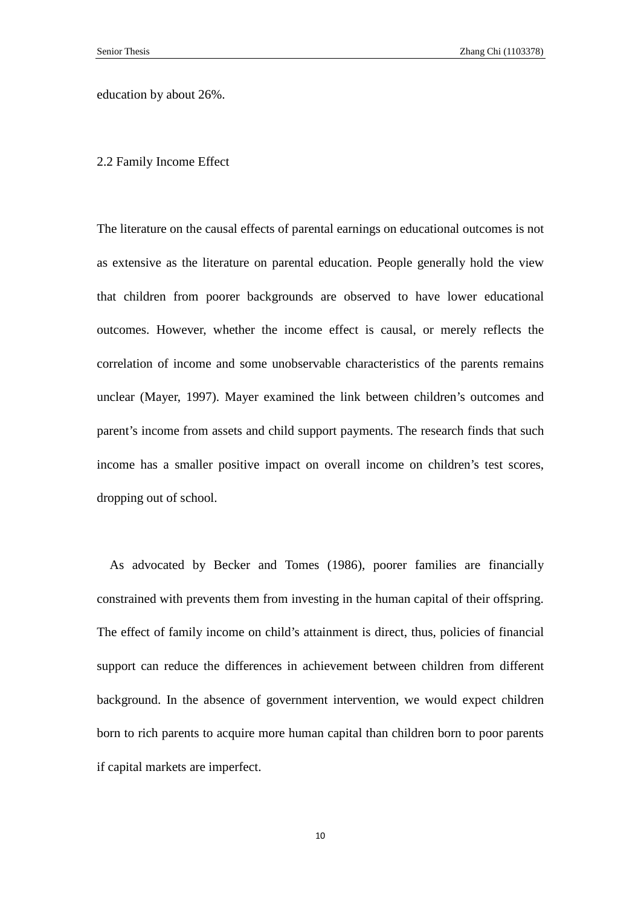education by about 26%.

## 2.2 Family Income Effect

The literature on the causal effects of parental earnings on educational outcomes is not as extensive as the literature on parental education. People generally hold the view that children from poorer backgrounds are observed to have lower educational outcomes. However, whether the income effect is causal, or merely reflects the correlation of income and some unobservable characteristics of the parents remains unclear (Mayer, 1997). Mayer examined the link between children's outcomes and parent's income from assets and child support payments. The research finds that such income has a smaller positive impact on overall income on children's test scores, dropping out of school.

As advocated by Becker and Tomes (1986), poorer families are financially constrained with prevents them from investing in the human capital of their offspring. The effect of family income on child's attainment is direct, thus, policies of financial support can reduce the differences in achievement between children from different background. In the absence of government intervention, we would expect children born to rich parents to acquire more human capital than children born to poor parents if capital markets are imperfect.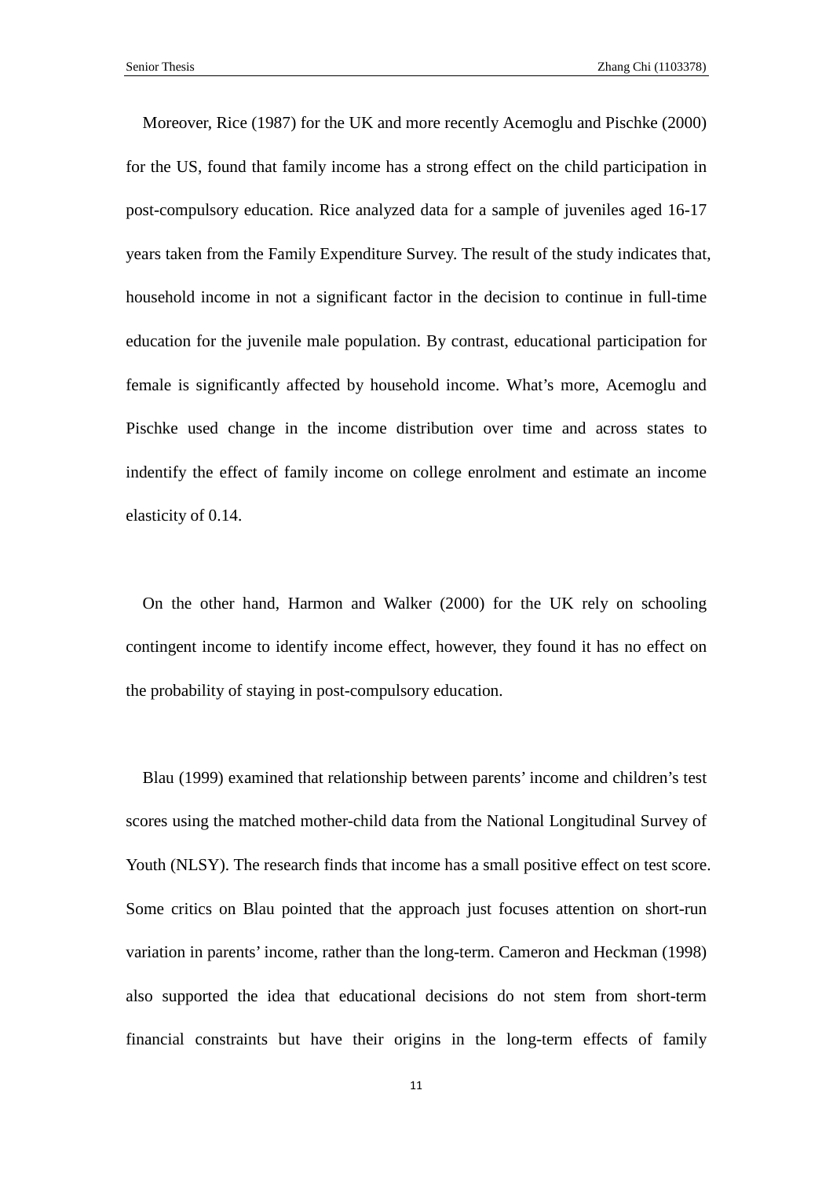Moreover, Rice (1987) for the UK and more recently Acemoglu and Pischke (2000) for the US, found that family income has a strong effect on the child participation in post-compulsory education. Rice analyzed data for a sample of juveniles aged 16-17 years taken from the Family Expenditure Survey. The result of the study indicates that, household income in not a significant factor in the decision to continue in full-time education for the juvenile male population. By contrast, educational participation for female is significantly affected by household income. What's more, Acemoglu and Pischke used change in the income distribution over time and across states to indentify the effect of family income on college enrolment and estimate an income elasticity of 0.14.

On the other hand, Harmon and Walker (2000) for the UK rely on schooling contingent income to identify income effect, however, they found it has no effect on the probability of staying in post-compulsory education.

Blau (1999) examined that relationship between parents' income and children's test scores using the matched mother-child data from the National Longitudinal Survey of Youth (NLSY). The research finds that income has a small positive effect on test score. Some critics on Blau pointed that the approach just focuses attention on short-run variation in parents' income, rather than the long-term. Cameron and Heckman (1998) also supported the idea that educational decisions do not stem from short-term financial constraints but have their origins in the long-term effects of family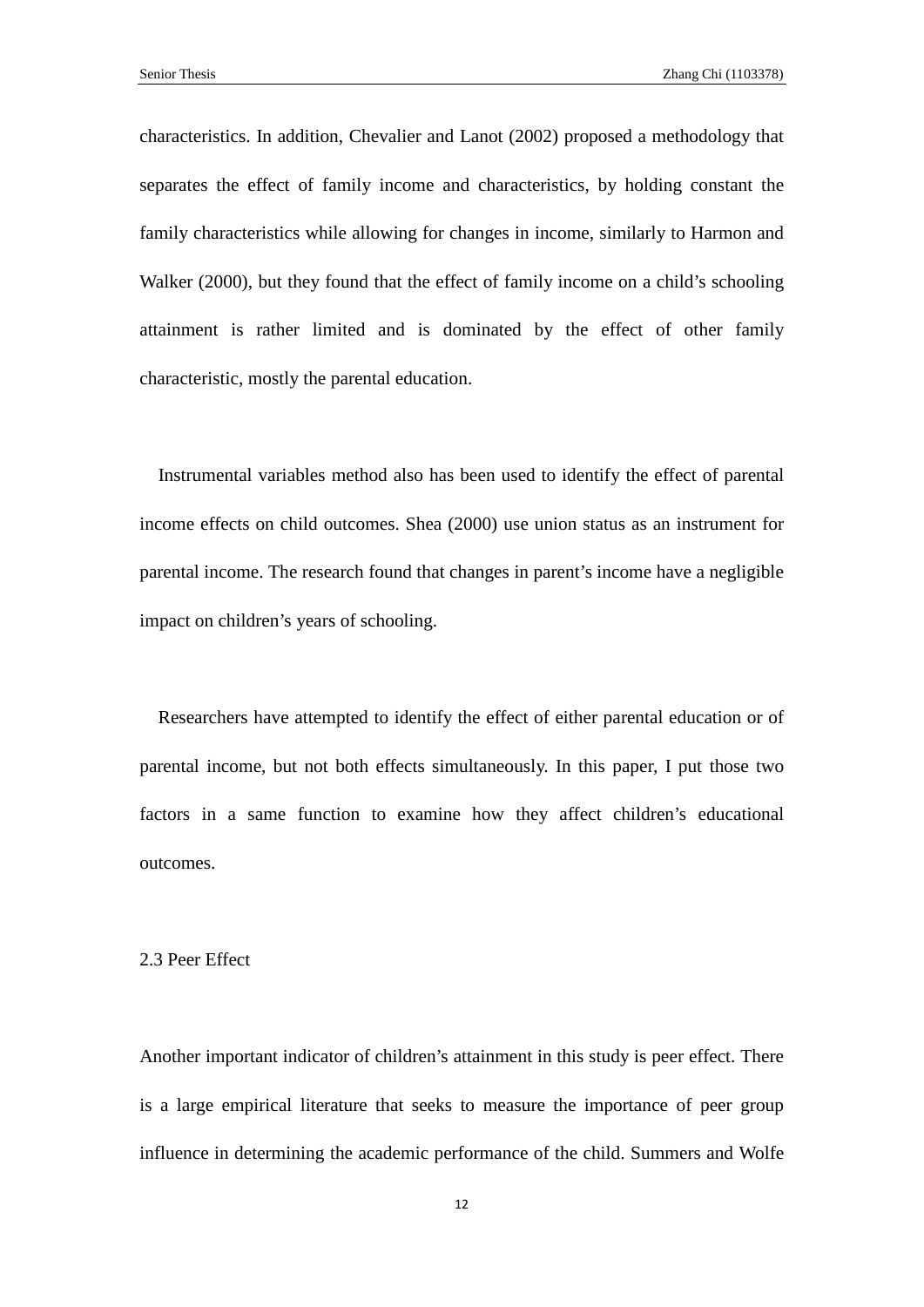characteristics. In addition, Chevalier and Lanot (2002) proposed a methodology that separates the effect of family income and characteristics, by holding constant the family characteristics while allowing for changes in income, similarly to Harmon and Walker (2000), but they found that the effect of family income on a child's schooling attainment is rather limited and is dominated by the effect of other family characteristic, mostly the parental education.

Instrumental variables method also has been used to identify the effect of parental income effects on child outcomes. Shea (2000) use union status as an instrument for parental income. The research found that changes in parent's income have a negligible impact on children's years of schooling.

Researchers have attempted to identify the effect of either parental education or of parental income, but not both effects simultaneously. In this paper, I put those two factors in a same function to examine how they affect children's educational outcomes.

### 2.3 Peer Effect

Another important indicator of children's attainment in this study is peer effect. There is a large empirical literature that seeks to measure the importance of peer group influence in determining the academic performance of the child. Summers and Wolfe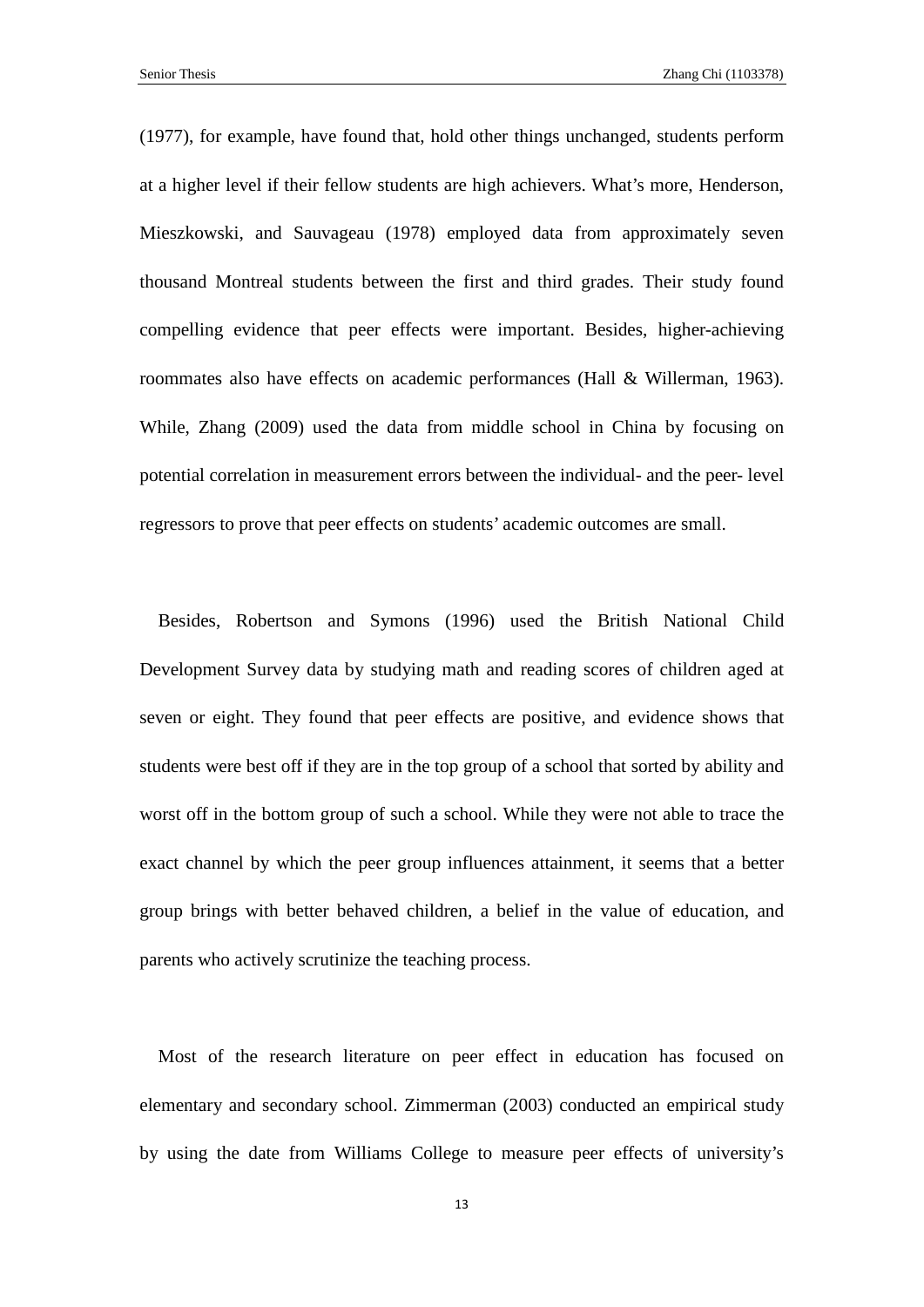(1977), for example, have found that, hold other things unchanged, students perform at a higher level if their fellow students are high achievers. What's more, Henderson, Mieszkowski, and Sauvageau (1978) employed data from approximately seven thousand Montreal students between the first and third grades. Their study found compelling evidence that peer effects were important. Besides, higher-achieving roommates also have effects on academic performances (Hall & Willerman, 1963). While, Zhang (2009) used the data from middle school in China by focusing on potential correlation in measurement errors between the individual- and the peer- level regressors to prove that peer effects on students' academic outcomes are small.

Besides, Robertson and Symons (1996) used the British National Child Development Survey data by studying math and reading scores of children aged at seven or eight. They found that peer effects are positive, and evidence shows that students were best off if they are in the top group of a school that sorted by ability and worst off in the bottom group of such a school. While they were not able to trace the exact channel by which the peer group influences attainment, it seems that a better group brings with better behaved children, a belief in the value of education, and parents who actively scrutinize the teaching process.

Most of the research literature on peer effect in education has focused on elementary and secondary school. Zimmerman (2003) conducted an empirical study by using the date from Williams College to measure peer effects of university's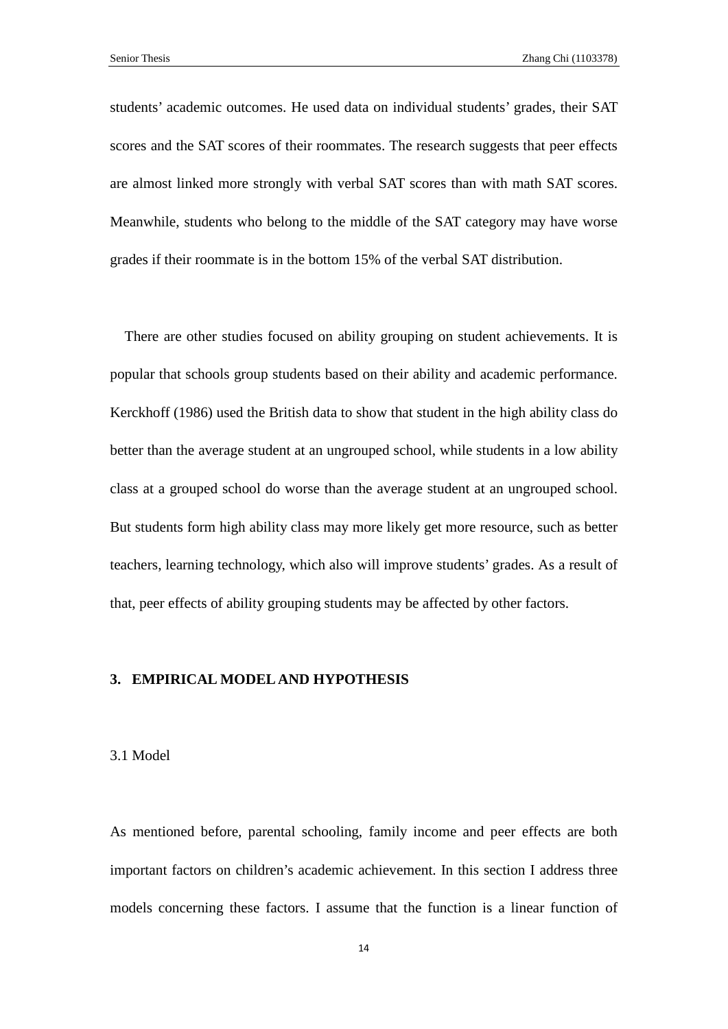students' academic outcomes. He used data on individual students' grades, their SAT scores and the SAT scores of their roommates. The research suggests that peer effects are almost linked more strongly with verbal SAT scores than with math SAT scores. Meanwhile, students who belong to the middle of the SAT category may have worse grades if their roommate is in the bottom 15% of the verbal SAT distribution.

There are other studies focused on ability grouping on student achievements. It is popular that schools group students based on their ability and academic performance. Kerckhoff (1986) used the British data to show that student in the high ability class do better than the average student at an ungrouped school, while students in a low ability class at a grouped school do worse than the average student at an ungrouped school. But students form high ability class may more likely get more resource, such as better teachers, learning technology, which also will improve students' grades. As a result of that, peer effects of ability grouping students may be affected by other factors.

## 3. EMPIRICAL MODEL AND HYPOTHESIS

### 3.1 Model

As mentioned before, parental schooling, family income and peer effects are both important factors on children's academic achievement. In this section I address three models concerning these factors. I assume that the function is a linear function of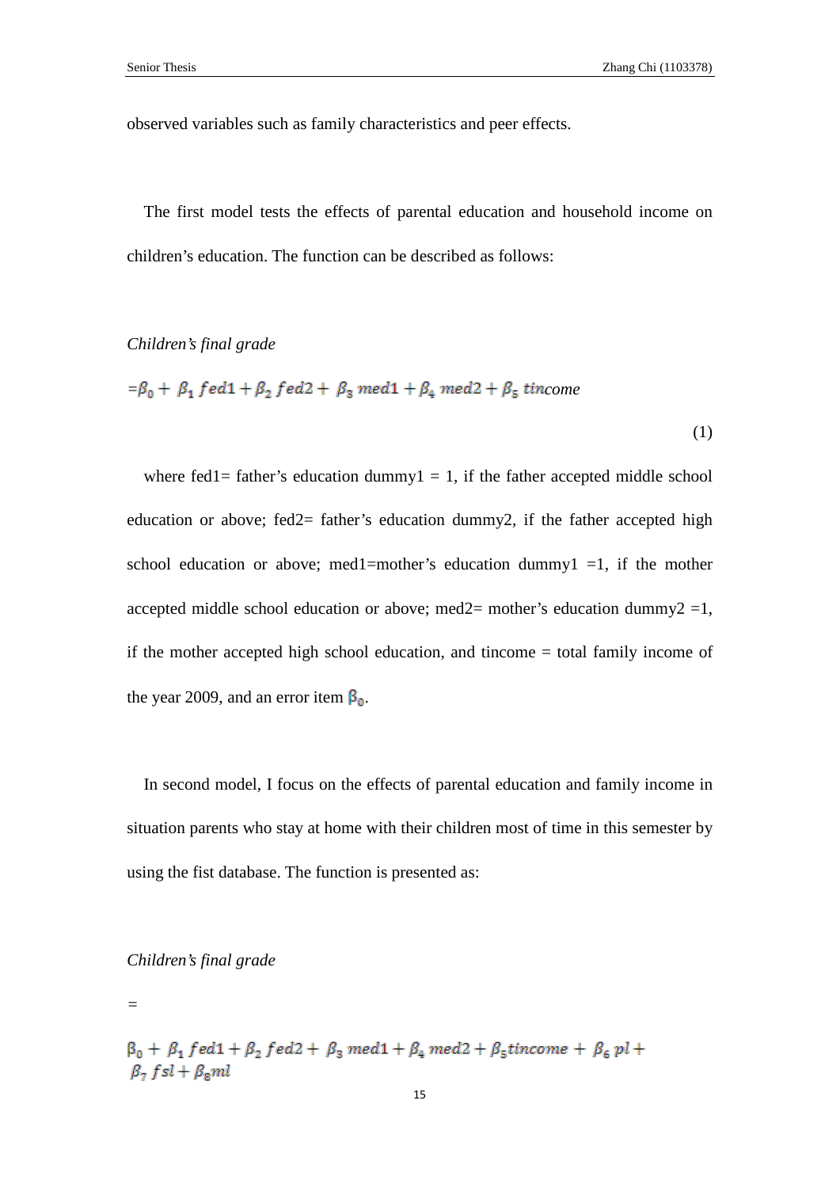observed variables such as family characteristics and peer effects.

The first model tests the effects of parental education and household income on children's education. The function can be described as follows:

*Children's final grade*

$$=\beta_0 + \beta_1 \, fed1 + \beta_2 \, fed2 + \beta_3 \, med1 + \beta_4 \, med2 + \beta_5 \, tincome \tag{1}$$

where fed1= father's education dummy1 = 1, if the father accepted middle school education or above; fed2= father's education dummy2, if the father accepted high school education or above; med1=mother's education dummy1 =1, if the mother accepted middle school education or above; med2= mother's education dummy2 =1, if the mother accepted high school education, and tincome = total family income of the year 2009, and an error item $\beta_0$.

In second model, I focus on the effects of parental education and family income in situation parents who stay at home with their children most of time in this semester by using the fist database. The function is presented as:

*Children's final grade*

$$= \beta_0 + \beta_1 \, fed1 + \beta_2 \, fed2 + \beta_3 \, med1 + \beta_4 \, med2 + \beta_5 tincome + \beta_6 \, pl + \beta_7 \, fsl + \beta_8 ml$$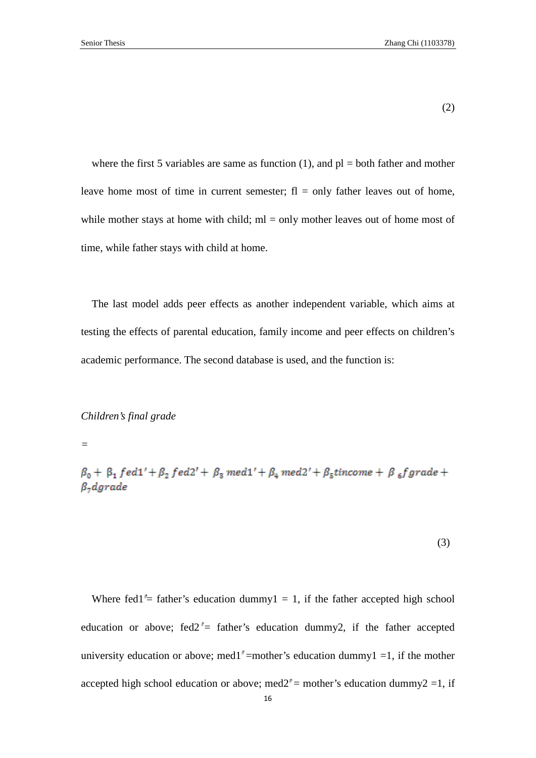(2)

where the first 5 variables are same as function (1), and pl = both father and mother leave home most of time in current semester; fl = only father leaves out of home, while mother stays at home with child; ml = only mother leaves out of home most of time, while father stays with child at home.

The last model adds peer effects as another independent variable, which aims at testing the effects of parental education, family income and peer effects on children's academic performance. The second database is used, and the function is:

*Children's final grade*

$$= \beta_0 + \beta_1 fed1' + \beta_2 fed2' + \beta_3 med1' + \beta_4 med2' + \beta_5 tincome + \beta_6 fgrade + \beta_7 dgrade$$

(3)

Where fed1″= father's education dummy1 = 1, if the father accepted high school education or above; fed2″= father's education dummy2, if the father accepted university education or above; med1″=mother's education dummy1 =1, if the mother accepted high school education or above; med2″= mother's education dummy2 =1, if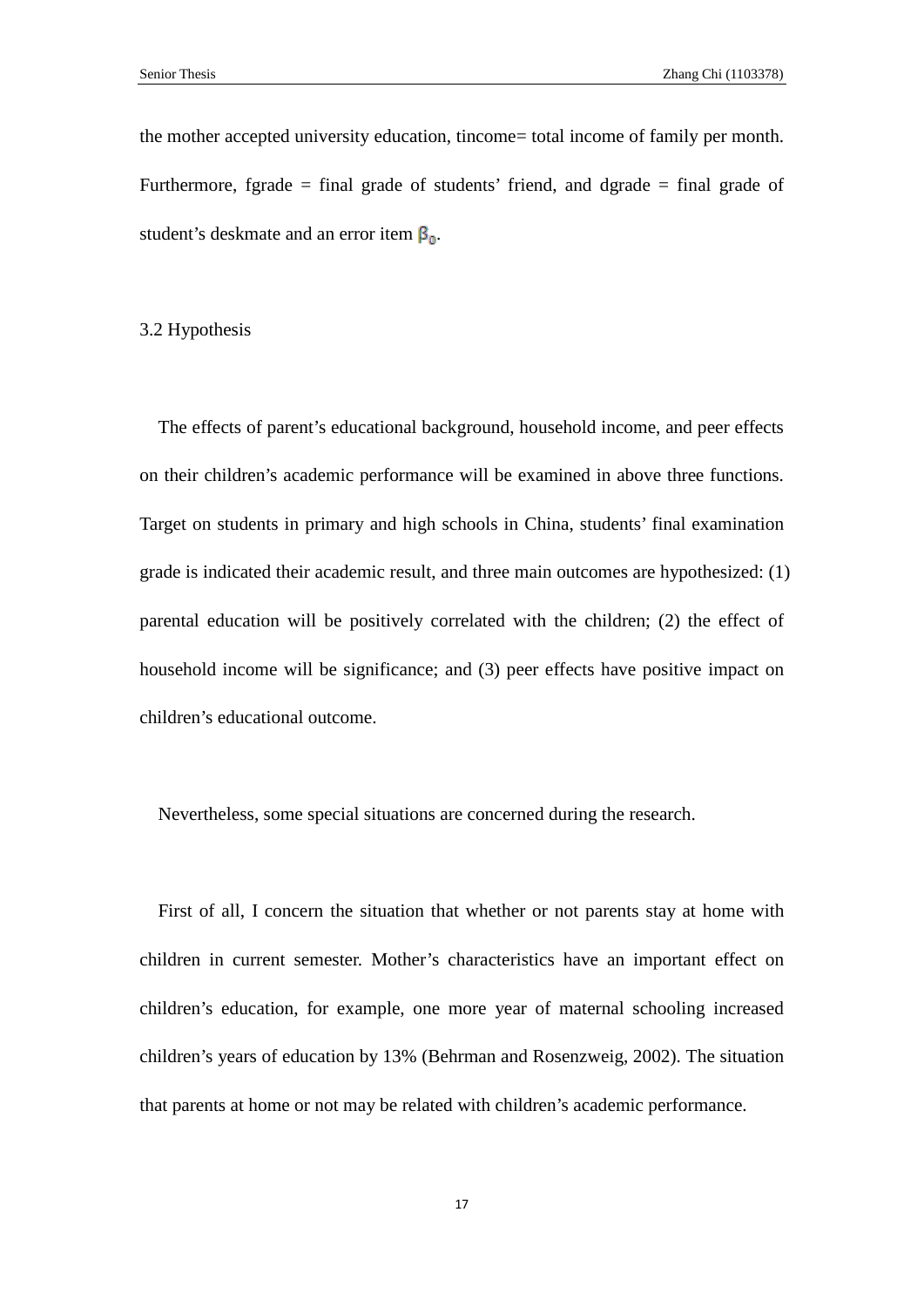the mother accepted university education, tincome= total income of family per month. Furthermore, fgrade = final grade of students' friend, and dgrade = final grade of student's deskmate and an error item $\beta_0$.

### 3.2 Hypothesis

The effects of parent's educational background, household income, and peer effects on their children's academic performance will be examined in above three functions. Target on students in primary and high schools in China, students' final examination grade is indicated their academic result, and three main outcomes are hypothesized: (1) parental education will be positively correlated with the children; (2) the effect of household income will be significance; and (3) peer effects have positive impact on children's educational outcome.

Nevertheless, some special situations are concerned during the research.

First of all, I concern the situation that whether or not parents stay at home with children in current semester. Mother's characteristics have an important effect on children's education, for example, one more year of maternal schooling increased children's years of education by 13% (Behrman and Rosenzweig, 2002). The situation that parents at home or not may be related with children's academic performance.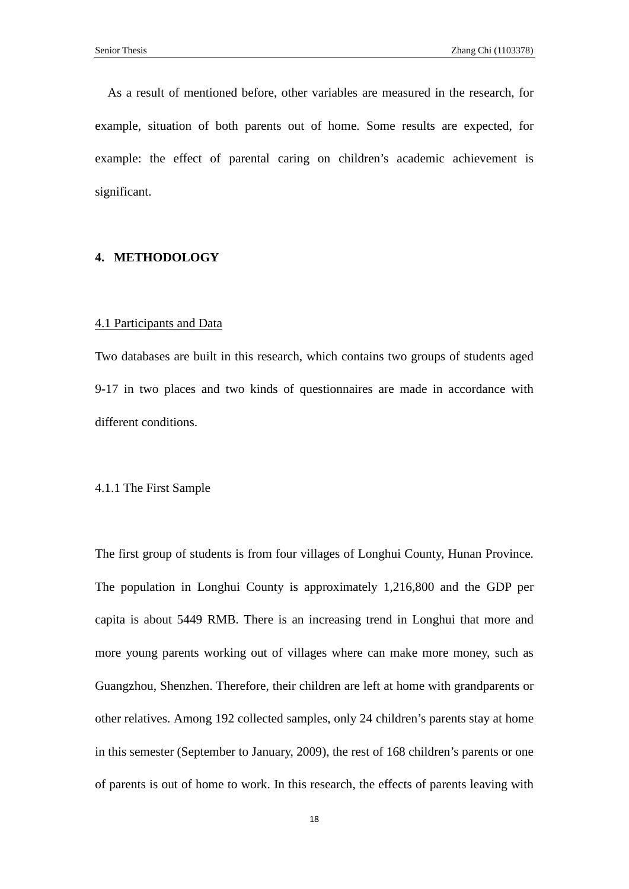As a result of mentioned before, other variables are measured in the research, for example, situation of both parents out of home. Some results are expected, for example: the effect of parental caring on children's academic achievement is significant.

## 4. METHODOLOGY

### 4.1 Participants and Data

Two databases are built in this research, which contains two groups of students aged 9-17 in two places and two kinds of questionnaires are made in accordance with different conditions.

#### 4.1.1 The First Sample

The first group of students is from four villages of Longhui County, Hunan Province. The population in Longhui County is approximately 1,216,800 and the GDP per capita is about 5449 RMB. There is an increasing trend in Longhui that more and more young parents working out of villages where can make more money, such as Guangzhou, Shenzhen. Therefore, their children are left at home with grandparents or other relatives. Among 192 collected samples, only 24 children's parents stay at home in this semester (September to January, 2009), the rest of 168 children's parents or one of parents is out of home to work. In this research, the effects of parents leaving with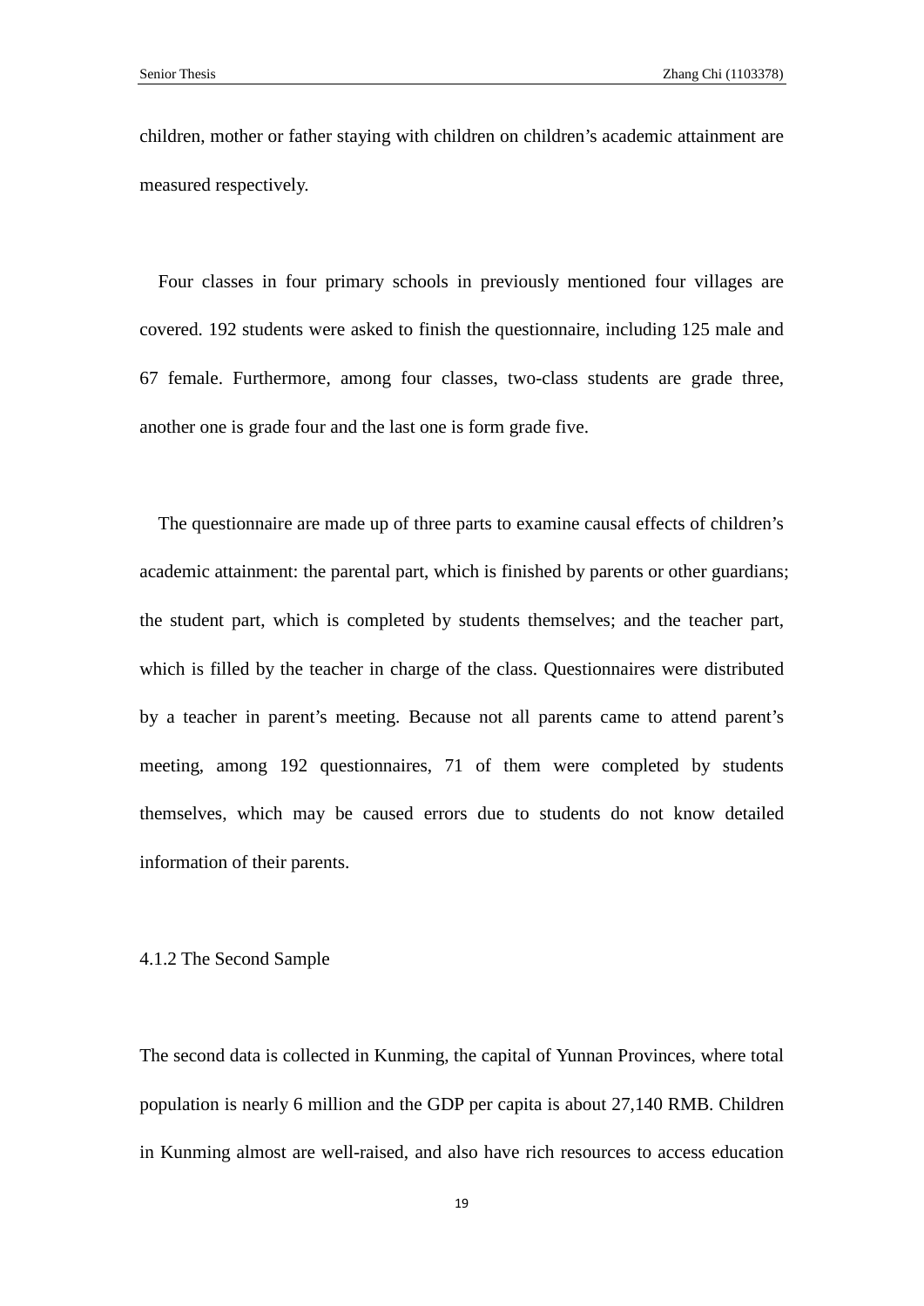children, mother or father staying with children on children's academic attainment are measured respectively.

Four classes in four primary schools in previously mentioned four villages are covered. 192 students were asked to finish the questionnaire, including 125 male and 67 female. Furthermore, among four classes, two-class students are grade three, another one is grade four and the last one is form grade five.

The questionnaire are made up of three parts to examine causal effects of children's academic attainment: the parental part, which is finished by parents or other guardians; the student part, which is completed by students themselves; and the teacher part, which is filled by the teacher in charge of the class. Questionnaires were distributed by a teacher in parent's meeting. Because not all parents came to attend parent's meeting, among 192 questionnaires, 71 of them were completed by students themselves, which may be caused errors due to students do not know detailed information of their parents.

#### 4.1.2 The Second Sample

The second data is collected in Kunming, the capital of Yunnan Provinces, where total population is nearly 6 million and the GDP per capita is about 27,140 RMB. Children in Kunming almost are well-raised, and also have rich resources to access education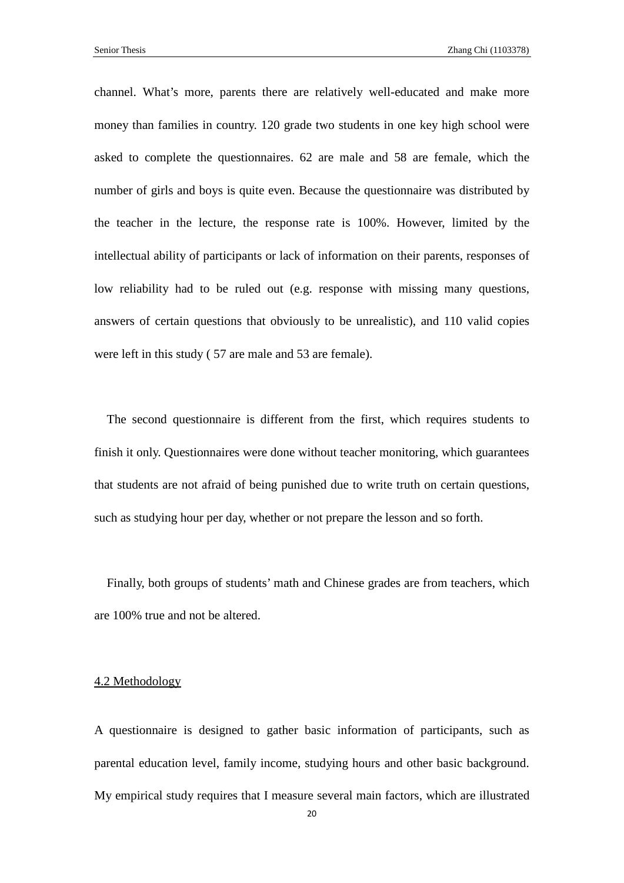channel. What's more, parents there are relatively well-educated and make more money than families in country. 120 grade two students in one key high school were asked to complete the questionnaires. 62 are male and 58 are female, which the number of girls and boys is quite even. Because the questionnaire was distributed by the teacher in the lecture, the response rate is 100%. However, limited by the intellectual ability of participants or lack of information on their parents, responses of low reliability had to be ruled out (e.g. response with missing many questions, answers of certain questions that obviously to be unrealistic), and 110 valid copies were left in this study ( 57 are male and 53 are female).

The second questionnaire is different from the first, which requires students to finish it only. Questionnaires were done without teacher monitoring, which guarantees that students are not afraid of being punished due to write truth on certain questions, such as studying hour per day, whether or not prepare the lesson and so forth.

Finally, both groups of students' math and Chinese grades are from teachers, which are 100% true and not be altered.

## 4.2 Methodology

A questionnaire is designed to gather basic information of participants, such as parental education level, family income, studying hours and other basic background. My empirical study requires that I measure several main factors, which are illustrated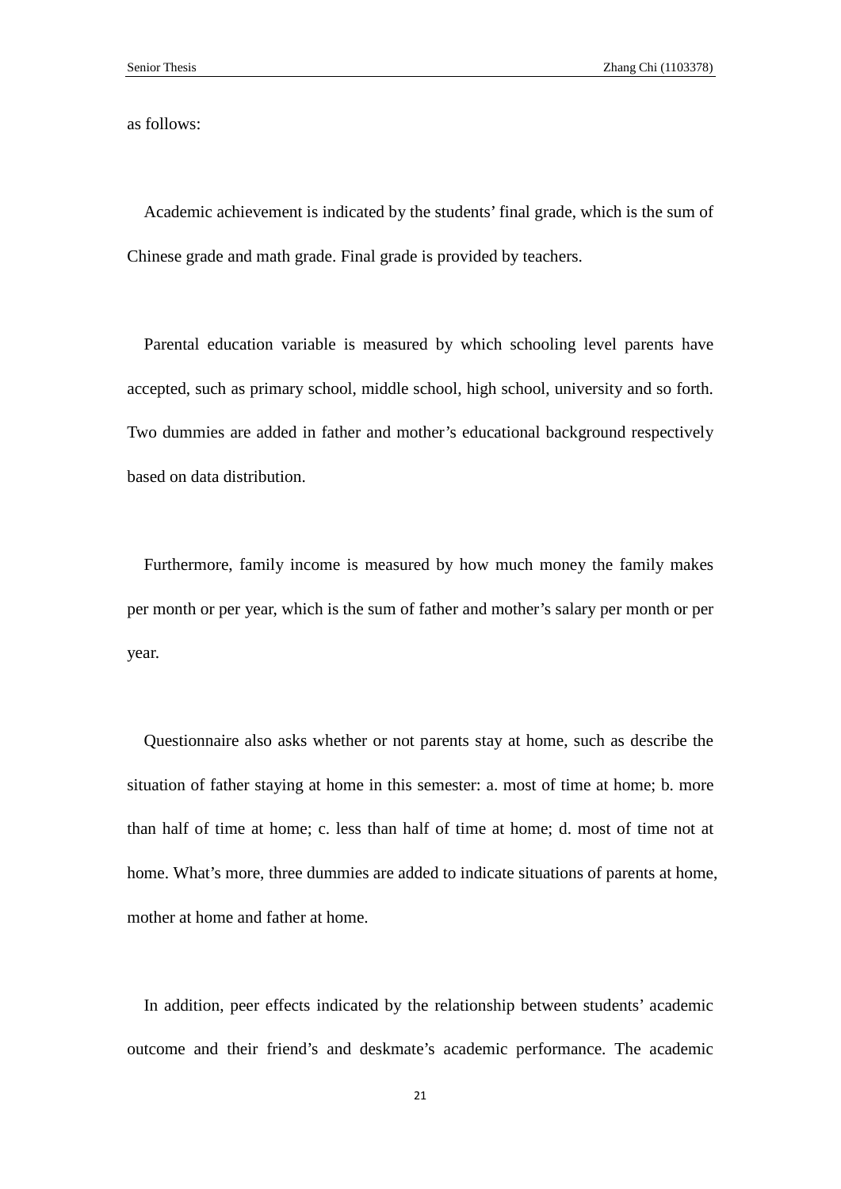as follows:

Academic achievement is indicated by the students' final grade, which is the sum of Chinese grade and math grade. Final grade is provided by teachers.

Parental education variable is measured by which schooling level parents have accepted, such as primary school, middle school, high school, university and so forth. Two dummies are added in father and mother's educational background respectively based on data distribution.

Furthermore, family income is measured by how much money the family makes per month or per year, which is the sum of father and mother's salary per month or per year.

Questionnaire also asks whether or not parents stay at home, such as describe the situation of father staying at home in this semester: a. most of time at home; b. more than half of time at home; c. less than half of time at home; d. most of time not at home. What's more, three dummies are added to indicate situations of parents at home, mother at home and father at home.

In addition, peer effects indicated by the relationship between students' academic outcome and their friend's and deskmate's academic performance. The academic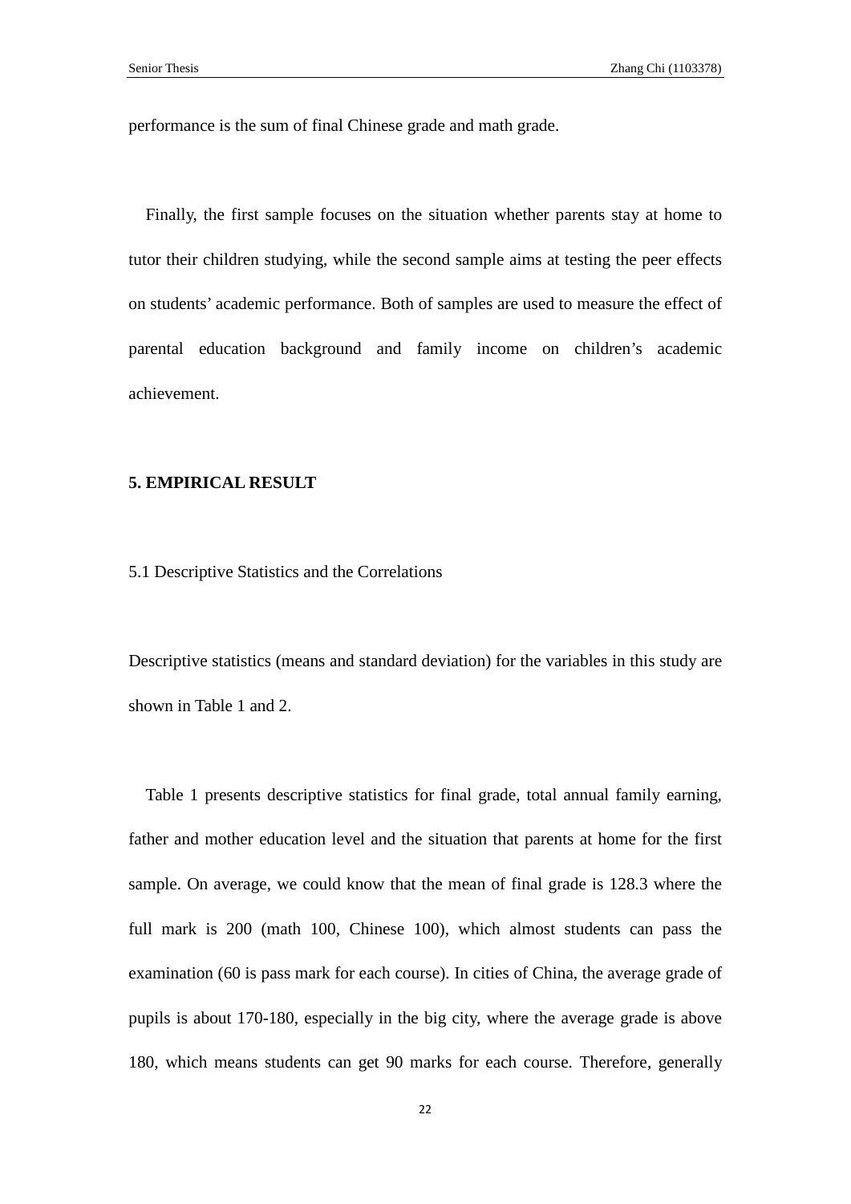performance is the sum of final Chinese grade and math grade.

Finally, the first sample focuses on the situation whether parents stay at home to tutor their children studying, while the second sample aims at testing the peer effects on students' academic performance. Both of samples are used to measure the effect of parental education background and family income on children's academic achievement.

## 5. EMPIRICAL RESULT

### 5.1 Descriptive Statistics and the Correlations

Descriptive statistics (means and standard deviation) for the variables in this study are shown in Table 1 and 2.

Table 1 presents descriptive statistics for final grade, total annual family earning, father and mother education level and the situation that parents at home for the first sample. On average, we could know that the mean of final grade is 128.3 where the full mark is 200 (math 100, Chinese 100), which almost students can pass the examination (60 is pass mark for each course). In cities of China, the average grade of pupils is about 170-180, especially in the big city, where the average grade is above 180, which means students can get 90 marks for each course. Therefore, generally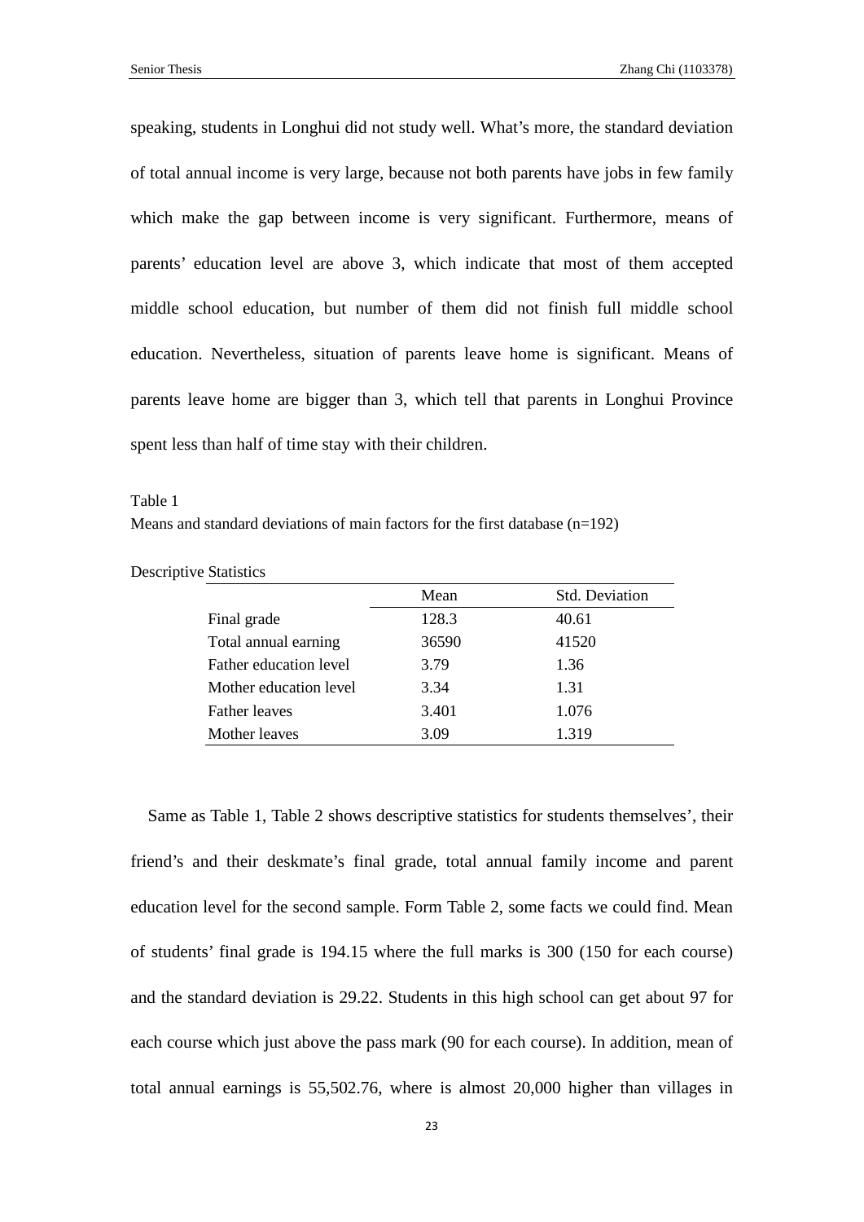speaking, students in Longhui did not study well. What’s more, the standard deviation of total annual income is very large, because not both parents have jobs in few family which make the gap between income is very significant. Furthermore, means of parents’ education level are above 3, which indicate that most of them accepted middle school education, but number of them did not finish full middle school education. Nevertheless, situation of parents leave home is significant. Means of parents leave home are bigger than 3, which tell that parents in Longhui Province spent less than half of time stay with their children.

Table 1
Means and standard deviations of main factors for the first database (n=192)

Descriptive Statistics

| | Mean | Std. Deviation |
|---|---|---|
| Final grade | 128.3 | 40.61 |
| Total annual earning | 36590 | 41520 |
| Father education level | 3.79 | 1.36 |
| Mother education level | 3.34 | 1.31 |
| Father leaves | 3.401 | 1.076 |
| Mother leaves | 3.09 | 1.319 |

Same as Table 1, Table 2 shows descriptive statistics for students themselves’, their friend’s and their deskmate’s final grade, total annual family income and parent education level for the second sample. Form Table 2, some facts we could find. Mean of students’ final grade is 194.15 where the full marks is 300 (150 for each course) and the standard deviation is 29.22. Students in this high school can get about 97 for each course which just above the pass mark (90 for each course). In addition, mean of total annual earnings is 55,502.76, where is almost 20,000 higher than villages in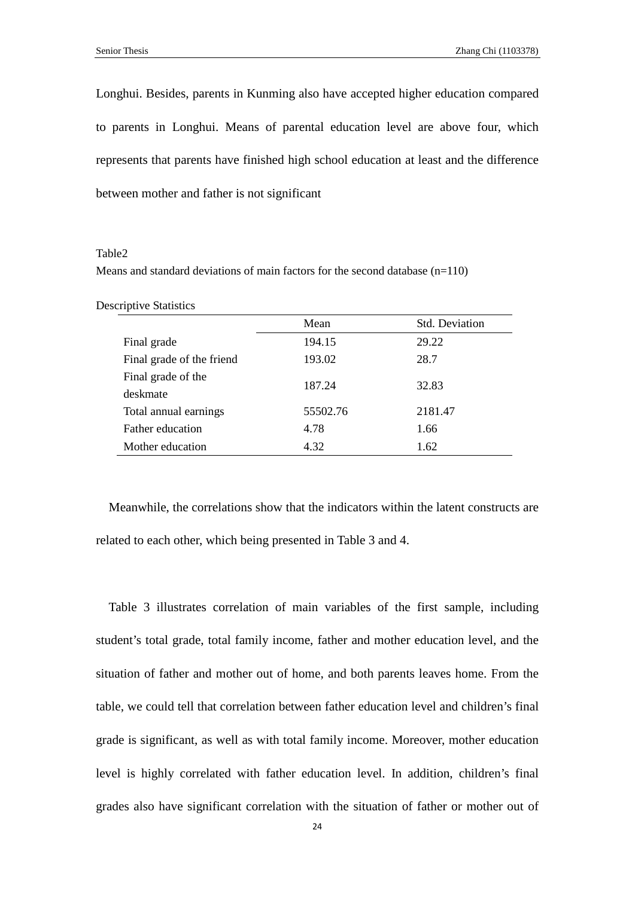Longhui. Besides, parents in Kunming also have accepted higher education compared to parents in Longhui. Means of parental education level are above four, which represents that parents have finished high school education at least and the difference between mother and father is not significant

Table2

Means and standard deviations of main factors for the second database (n=110)

Descriptive Statistics

| | Mean | Std. Deviation |
|---|---|---|
| Final grade | 194.15 | 29.22 |
| Final grade of the friend | 193.02 | 28.7 |
| Final grade of the deskmate | 187.24 | 32.83 |
| Total annual earnings | 55502.76 | 2181.47 |
| Father education | 4.78 | 1.66 |
| Mother education | 4.32 | 1.62 |

Meanwhile, the correlations show that the indicators within the latent constructs are related to each other, which being presented in Table 3 and 4.

Table 3 illustrates correlation of main variables of the first sample, including student's total grade, total family income, father and mother education level, and the situation of father and mother out of home, and both parents leaves home. From the table, we could tell that correlation between father education level and children's final grade is significant, as well as with total family income. Moreover, mother education level is highly correlated with father education level. In addition, children's final grades also have significant correlation with the situation of father or mother out of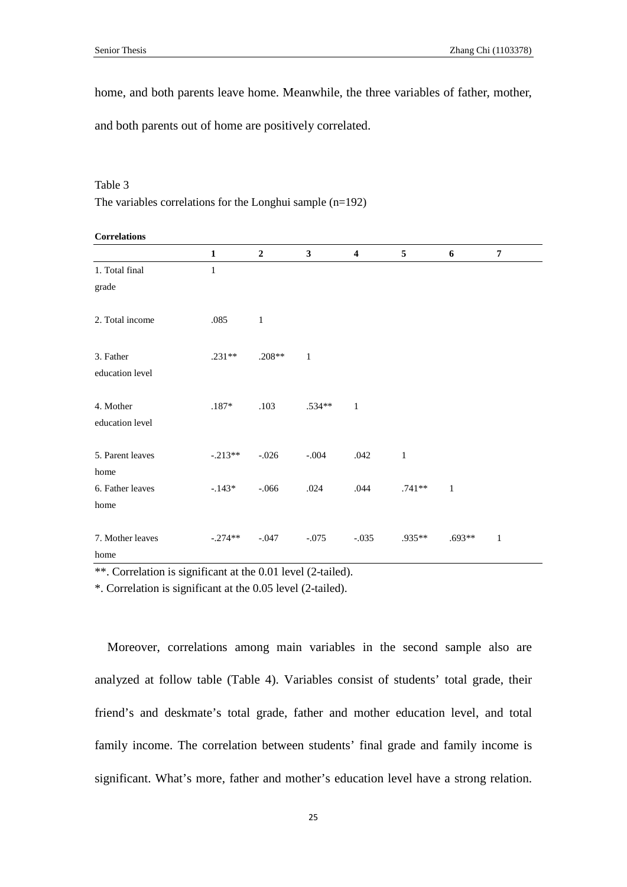home, and both parents leave home. Meanwhile, the three variables of father, mother, and both parents out of home are positively correlated.

Table 3
The variables correlations for the Longhui sample (n=192)

**Correlations**

| | 1 | 2 | 3 | 4 | 5 | 6 | 7 |
|---|---|---|---|---|---|---|---|
| 1. Total final grade | 1 | | | | | | |
| 2. Total income | .085 | 1 | | | | | |
| 3. Father education level | .231** | .208** | 1 | | | | |
| 4. Mother education level | .187* | .103 | .534** | 1 | | | |
| 5. Parent leaves home | -.213** | -.026 | -.004 | .042 | 1 | | |
| 6. Father leaves home | -.143* | -.066 | .024 | .044 | .741** | 1 | |
| 7. Mother leaves home | -.274** | -.047 | -.075 | -.035 | .935** | .693** | 1 |

**. Correlation is significant at the 0.01 level (2-tailed).

*. Correlation is significant at the 0.05 level (2-tailed).

Moreover, correlations among main variables in the second sample also are analyzed at follow table (Table 4). Variables consist of students' total grade, their friend's and deskmate's total grade, father and mother education level, and total family income. The correlation between students' final grade and family income is significant. What's more, father and mother's education level have a strong relation.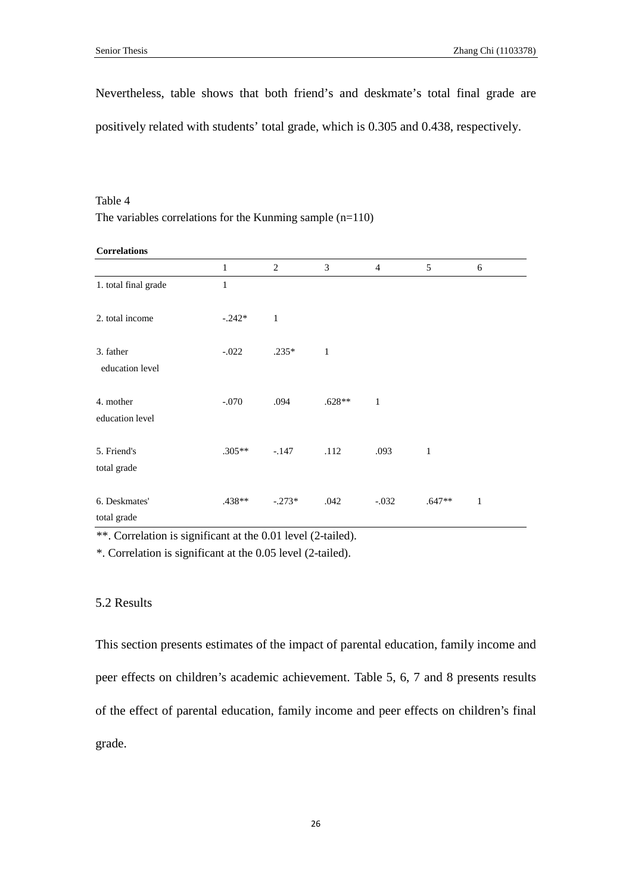Nevertheless, table shows that both friend's and deskmate's total final grade are positively related with students' total grade, which is 0.305 and 0.438, respectively.

Table 4
The variables correlations for the Kunming sample (n=110)

**Correlations**

| | 1 | 2 | 3 | 4 | 5 | 6 |
|---|---|---|---|---|---|---|
| 1. total final grade | 1 | | | | | |
| 2. total income | -.242* | 1 | | | | |
| 3. father education level | -.022 | .235* | 1 | | | |
| 4. mother education level | -.070 | .094 | .628** | 1 | | |
| 5. Friend's total grade | .305** | -.147 | .112 | .093 | 1 | |
| 6. Deskmates' total grade | .438** | -.273* | .042 | -.032 | .647** | 1 |

**. Correlation is significant at the 0.01 level (2-tailed).

*. Correlation is significant at the 0.05 level (2-tailed).

## 5.2 Results

This section presents estimates of the impact of parental education, family income and peer effects on children's academic achievement. Table 5, 6, 7 and 8 presents results of the effect of parental education, family income and peer effects on children's final grade.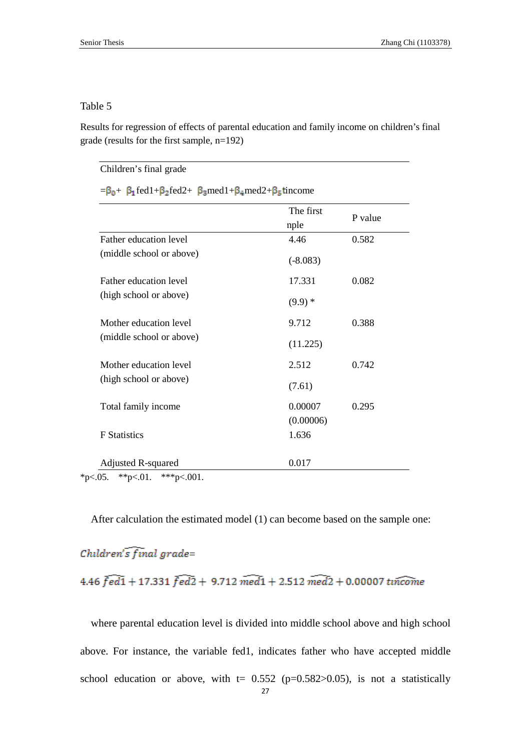Table 5

Results for regression of effects of parental education and family income on children's final grade (results for the first sample, n=192)

| Children's final grade $=\beta_0+\ \beta_1$fed1+$\beta_2$fed2+ $\beta_3$med1+$\beta_4$med2+$\beta_5$tincome | | |
|---|---|---|
| | The first nple | P value |
| Father education level (middle school or above) | 4.46 (-8.083) | 0.582 |
| Father education level (high school or above) | 17.331 (9.9) * | 0.082 |
| Mother education level (middle school or above) | 9.712 (11.225) | 0.388 |
| Mother education level (high school or above) | 2.512 (7.61) | 0.742 |
| Total family income | 0.00007 (0.00006) | 0.295 |
| F Statistics | 1.636 | |
| Adjusted R-squared | 0.017 | |

*p<.05. **p<.01. ***p<.001.

After calculation the estimated model (1) can become based on the sample one:

$$\widehat{Children's\ final\ grade} =$$

$$4.46\ \widehat{fed1} + 17.331\ \widehat{fed2} +\ 9.712\ \widehat{med1} + 2.512\ \widehat{med2} + 0.00007\ \widehat{tincome}$$

where parental education level is divided into middle school above and high school above. For instance, the variable fed1, indicates father who have accepted middle school education or above, with t= 0.552 (p=0.582>0.05), is not a statistically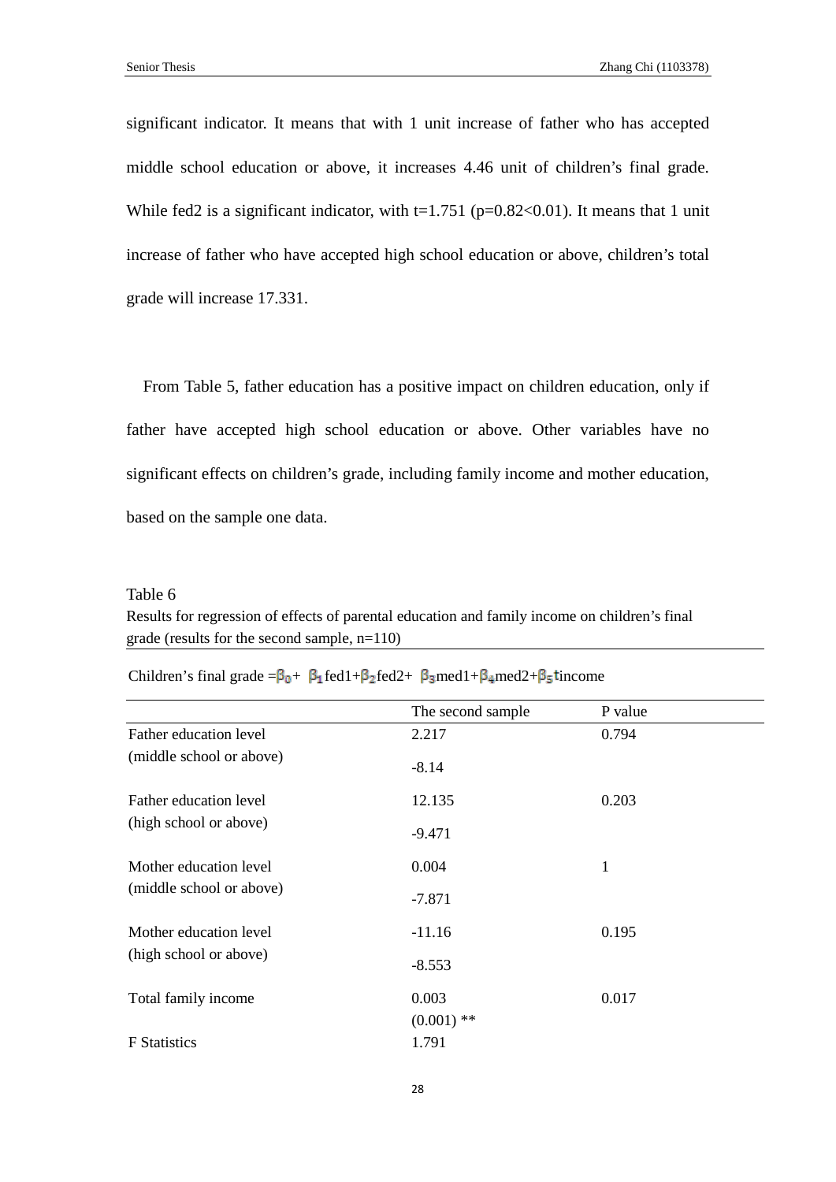significant indicator. It means that with 1 unit increase of father who has accepted middle school education or above, it increases 4.46 unit of children's final grade. While fed2 is a significant indicator, with t=1.751 (p=0.82<0.01). It means that 1 unit increase of father who have accepted high school education or above, children's total grade will increase 17.331.

From Table 5, father education has a positive impact on children education, only if father have accepted high school education or above. Other variables have no significant effects on children's grade, including family income and mother education, based on the sample one data.

Table 6

Results for regression of effects of parental education and family income on children's final grade (results for the second sample, n=110)

Children's final grade = $\beta_0 + \beta_1$fed1+$\beta_2$fed2+ $\beta_3$med1+$\beta_4$med2+$\beta_5$tincome

| | The second sample | P value |
|---|---|---|
| Father education level (middle school or above) | 2.217<br>-8.14 | 0.794 |
| Father education level (high school or above) | 12.135<br>-9.471 | 0.203 |
| Mother education level (middle school or above) | 0.004<br>-7.871 | 1 |
| Mother education level (high school or above) | -11.16<br>-8.553 | 0.195 |
| Total family income | 0.003<br>(0.001) ** | 0.017 |
| F Statistics | 1.791 | |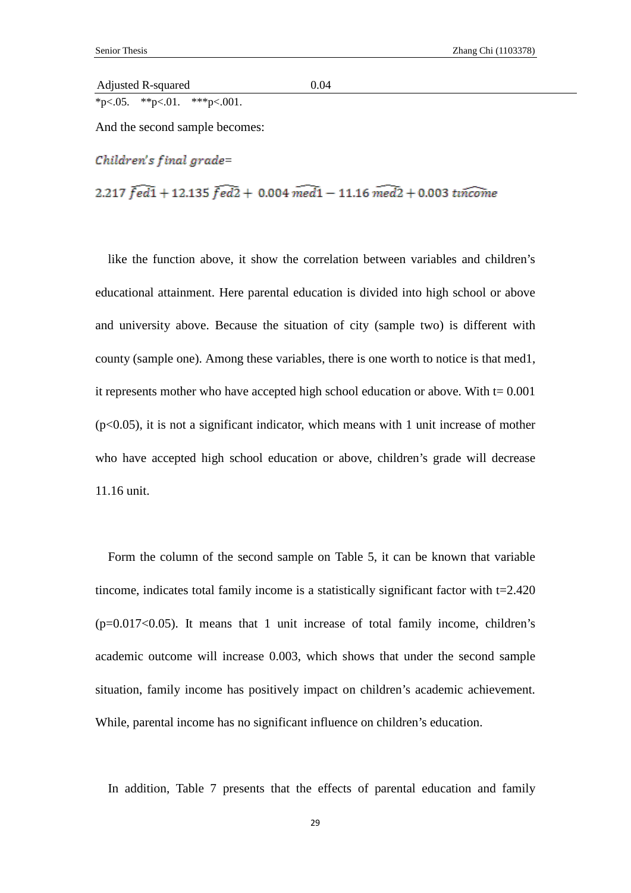| Adjusted R-squared | 0.04 |
|---|---|

*p<.05. **p<.01. ***p<.001.

And the second sample becomes:

$$Children's\ final\ grade =$$

$$2.217\ \widehat{fed1} + 12.135\ \widehat{fed2} + 0.004\ \widehat{med1} - 11.16\ \widehat{med2} + 0.003\ \widehat{tincome}$$

like the function above, it show the correlation between variables and children's educational attainment. Here parental education is divided into high school or above and university above. Because the situation of city (sample two) is different with county (sample one). Among these variables, there is one worth to notice is that med1, it represents mother who have accepted high school education or above. With t= 0.001 (p<0.05), it is not a significant indicator, which means with 1 unit increase of mother who have accepted high school education or above, children's grade will decrease 11.16 unit.

Form the column of the second sample on Table 5, it can be known that variable tincome, indicates total family income is a statistically significant factor with t=2.420 (p=0.017<0.05). It means that 1 unit increase of total family income, children's academic outcome will increase 0.003, which shows that under the second sample situation, family income has positively impact on children's academic achievement. While, parental income has no significant influence on children's education.

In addition, Table 7 presents that the effects of parental education and family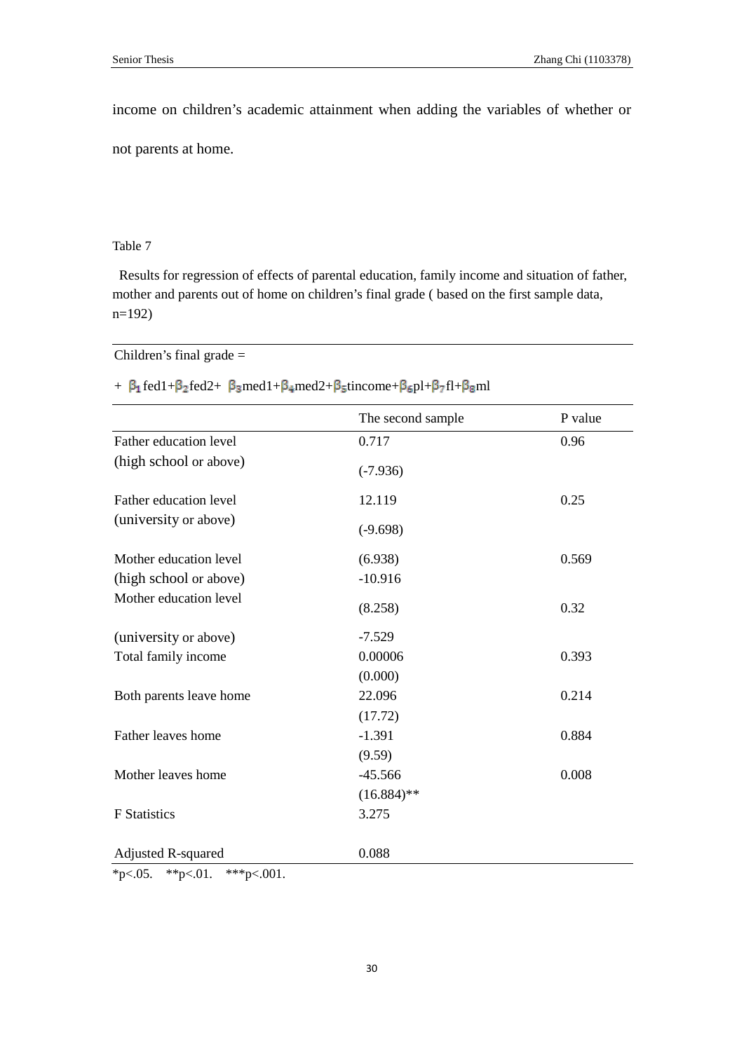income on children's academic attainment when adding the variables of whether or not parents at home.

Table 7

Results for regression of effects of parental education, family income and situation of father, mother and parents out of home on children's final grade ( based on the first sample data, n=192)

Children's final grade =

+ $\beta_1$ fed1+$\beta_2$fed2+ $\beta_3$med1+$\beta_4$med2+$\beta_5$tincome+$\beta_6$pl+$\beta_7$fl+$\beta_8$ml

| | The second sample | P value |
|---|---|---|
| Father education level (high school or above) | 0.717<br>(-7.936) | 0.96 |
| Father education level (university or above) | 12.119<br>(-9.698) | 0.25 |
| Mother education level (high school or above) | (6.938)<br>-10.916 | 0.569 |
| Mother education level (university or above) | (8.258)<br>-7.529 | 0.32 |
| Total family income | 0.00006<br>(0.000) | 0.393 |
| Both parents leave home | 22.096<br>(17.72) | 0.214 |
| Father leaves home | -1.391<br>(9.59) | 0.884 |
| Mother leaves home | -45.566<br>(16.884)** | 0.008 |
| F Statistics | 3.275 | |
| Adjusted R-squared | 0.088 | |

*p<.05. **p<.01. ***p<.001.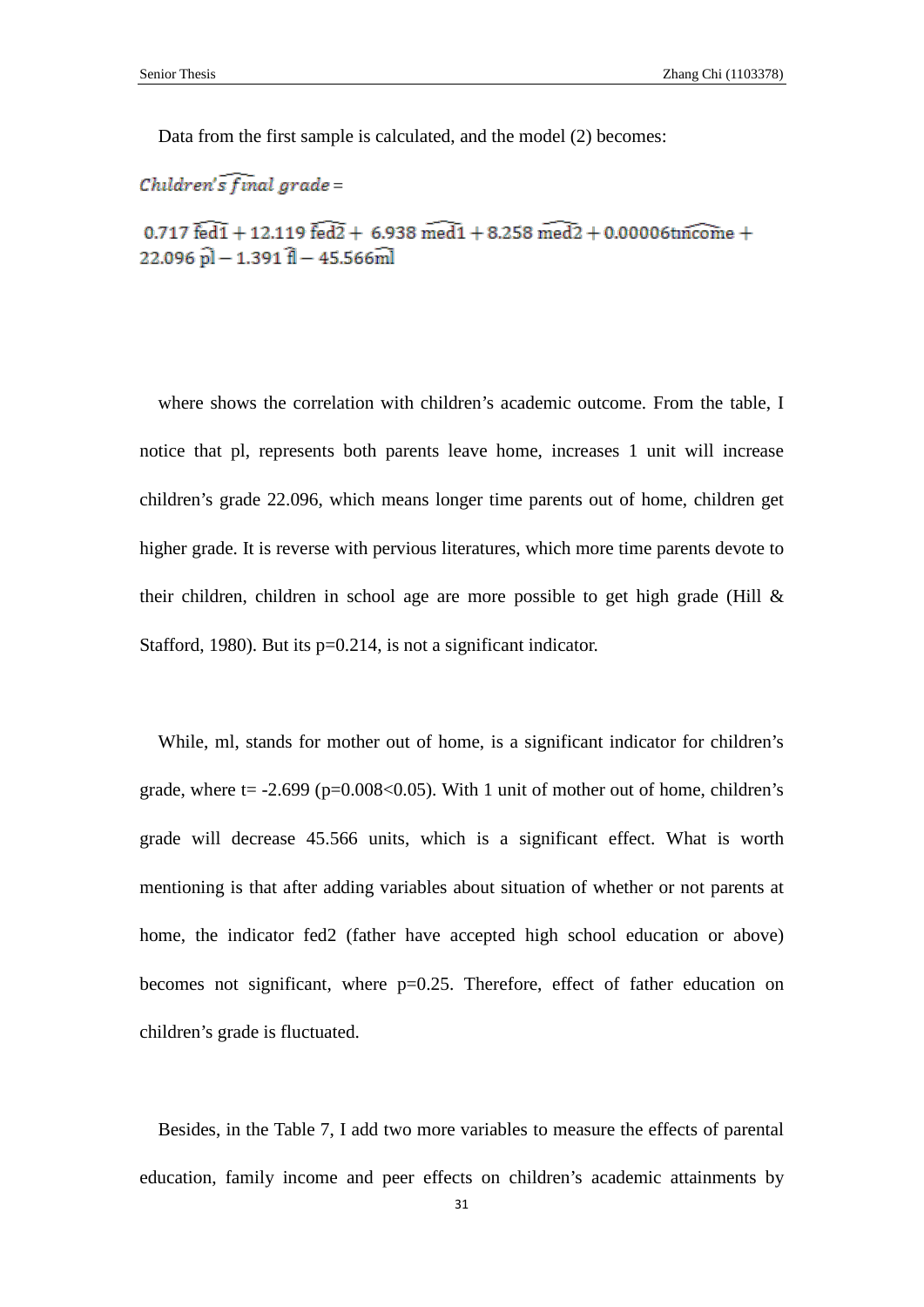Data from the first sample is calculated, and the model (2) becomes:

$$\widehat{Children's\ final\ grade} =$$

$$0.717\ \widehat{fed1} + 12.119\ \widehat{fed2} + 6.938\ \widehat{med1} + 8.258\ \widehat{med2} + 0.00006\widehat{tincome} + 22.096\ \widehat{pl} - 1.391\ \widehat{fl} - 45.566\widehat{ml}$$

where shows the correlation with children's academic outcome. From the table, I notice that pl, represents both parents leave home, increases 1 unit will increase children's grade 22.096, which means longer time parents out of home, children get higher grade. It is reverse with pervious literatures, which more time parents devote to their children, children in school age are more possible to get high grade (Hill & Stafford, 1980). But its $p=0.214$, is not a significant indicator.

While, ml, stands for mother out of home, is a significant indicator for children's grade, where $t= -2.699$ ($p=0.008<0.05$). With 1 unit of mother out of home, children's grade will decrease 45.566 units, which is a significant effect. What is worth mentioning is that after adding variables about situation of whether or not parents at home, the indicator fed2 (father have accepted high school education or above) becomes not significant, where $p=0.25$. Therefore, effect of father education on children's grade is fluctuated.

Besides, in the Table 7, I add two more variables to measure the effects of parental education, family income and peer effects on children's academic attainments by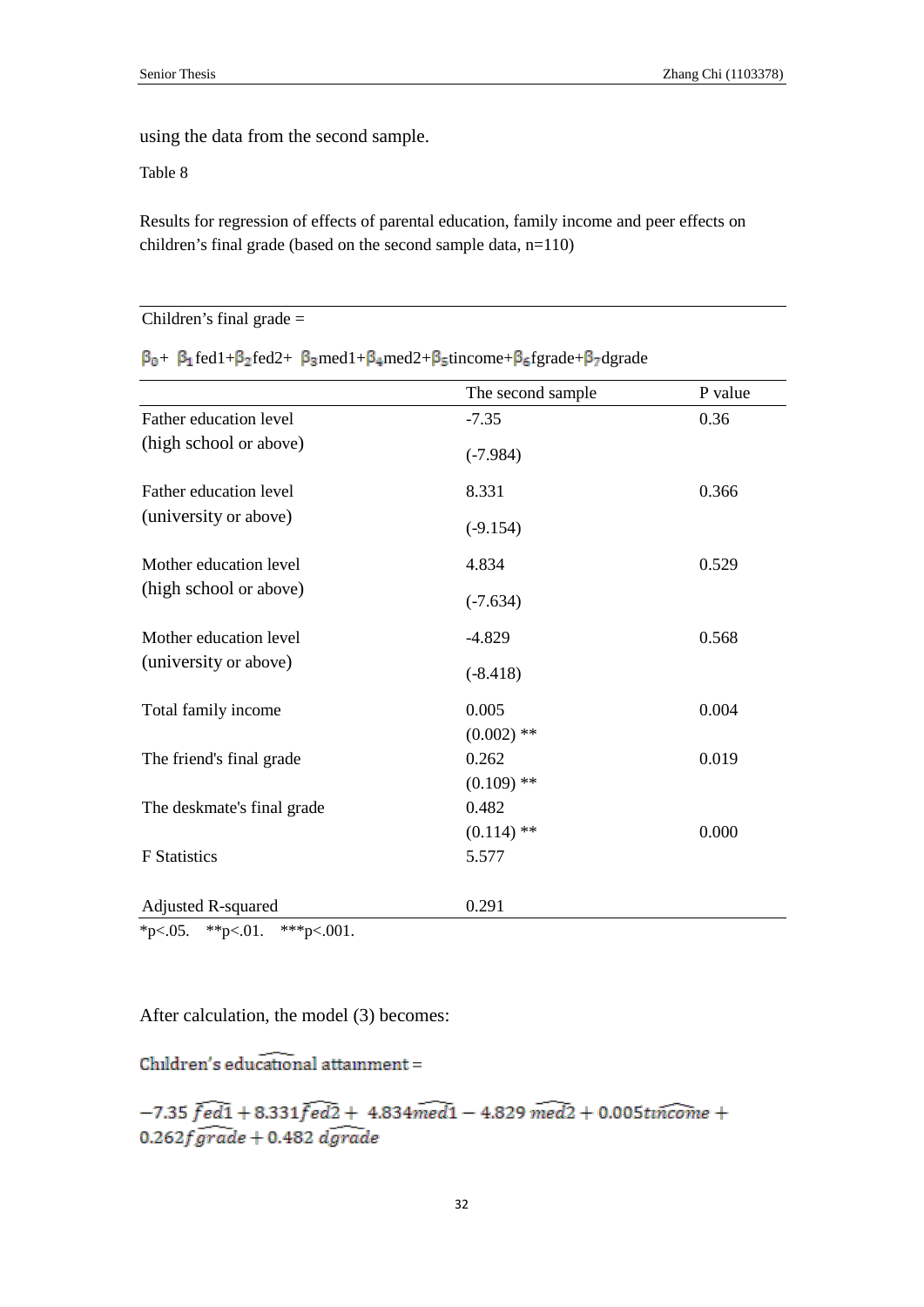using the data from the second sample.

Table 8

Results for regression of effects of parental education, family income and peer effects on children's final grade (based on the second sample data, n=110)

| Children's final grade = $\beta_0 + \beta_1$fed1+$\beta_2$fed2+ $\beta_3$med1+$\beta_4$med2+$\beta_5$tincome+$\beta_6$fgrade+$\beta_7$dgrade | | |
|---|---|---|
| | The second sample | P value |
| Father education level (high school or above) | -7.35 (-7.984) | 0.36 |
| Father education level (university or above) | 8.331 (-9.154) | 0.366 |
| Mother education level (high school or above) | 4.834 (-7.634) | 0.529 |
| Mother education level (university or above) | -4.829 (-8.418) | 0.568 |
| Total family income | 0.005 (0.002) ** | 0.004 |
| The friend's final grade | 0.262 (0.109) ** | 0.019 |
| The deskmate's final grade | 0.482 (0.114) ** | 0.000 |
| F Statistics | 5.577 | |
| Adjusted R-squared | 0.291 | |

*p<.05. **p<.01. ***p<.001.

After calculation, the model (3) becomes:

$$\widehat{\text{Children's educational attainment}} =$$

$$-7.35\,\widehat{fed1} + 8.331\widehat{fed2} + 4.834\widehat{med1} - 4.829\,\widehat{med2} + 0.005\widehat{tincome} + 0.262\widehat{fgrade} + 0.482\,\widehat{dgrade}$$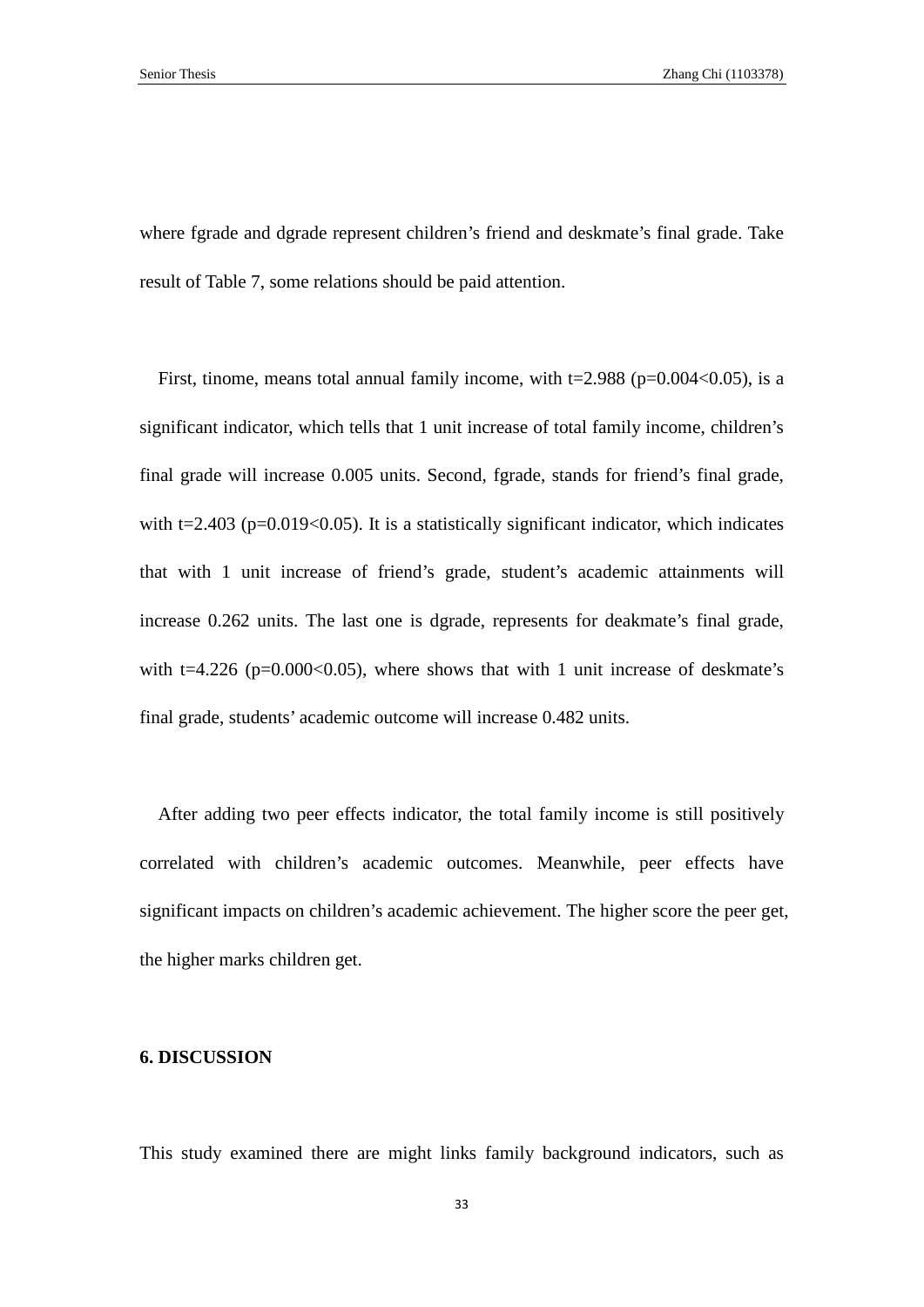where fgrade and dgrade represent children's friend and deskmate's final grade. Take result of Table 7, some relations should be paid attention.

First, tinome, means total annual family income, with t=2.988 (p=0.004<0.05), is a significant indicator, which tells that 1 unit increase of total family income, children's final grade will increase 0.005 units. Second, fgrade, stands for friend's final grade, with t=2.403 (p=0.019<0.05). It is a statistically significant indicator, which indicates that with 1 unit increase of friend's grade, student's academic attainments will increase 0.262 units. The last one is dgrade, represents for deakmate's final grade, with t=4.226 (p=0.000<0.05), where shows that with 1 unit increase of deskmate's final grade, students' academic outcome will increase 0.482 units.

After adding two peer effects indicator, the total family income is still positively correlated with children's academic outcomes. Meanwhile, peer effects have significant impacts on children's academic achievement. The higher score the peer get, the higher marks children get.

## 6. DISCUSSION

This study examined there are might links family background indicators, such as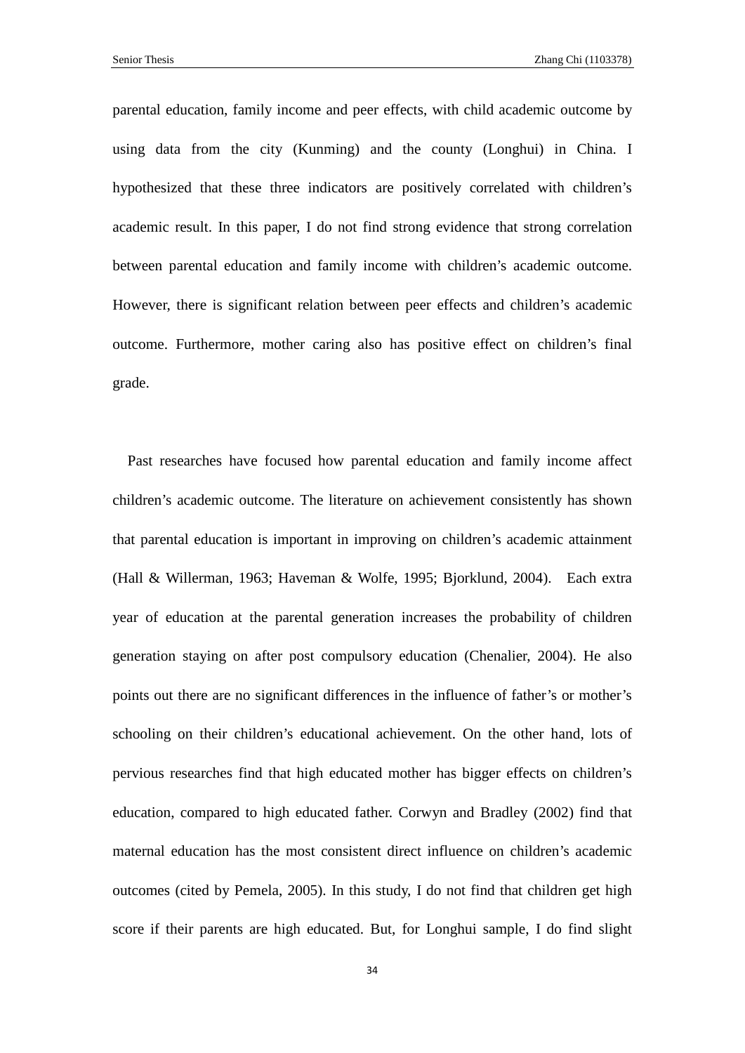parental education, family income and peer effects, with child academic outcome by using data from the city (Kunming) and the county (Longhui) in China. I hypothesized that these three indicators are positively correlated with children's academic result. In this paper, I do not find strong evidence that strong correlation between parental education and family income with children's academic outcome. However, there is significant relation between peer effects and children's academic outcome. Furthermore, mother caring also has positive effect on children's final grade.

Past researches have focused how parental education and family income affect children's academic outcome. The literature on achievement consistently has shown that parental education is important in improving on children's academic attainment (Hall & Willerman, 1963; Haveman & Wolfe, 1995; Bjorklund, 2004). Each extra year of education at the parental generation increases the probability of children generation staying on after post compulsory education (Chenalier, 2004). He also points out there are no significant differences in the influence of father's or mother's schooling on their children's educational achievement. On the other hand, lots of pervious researches find that high educated mother has bigger effects on children's education, compared to high educated father. Corwyn and Bradley (2002) find that maternal education has the most consistent direct influence on children's academic outcomes (cited by Pemela, 2005). In this study, I do not find that children get high score if their parents are high educated. But, for Longhui sample, I do find slight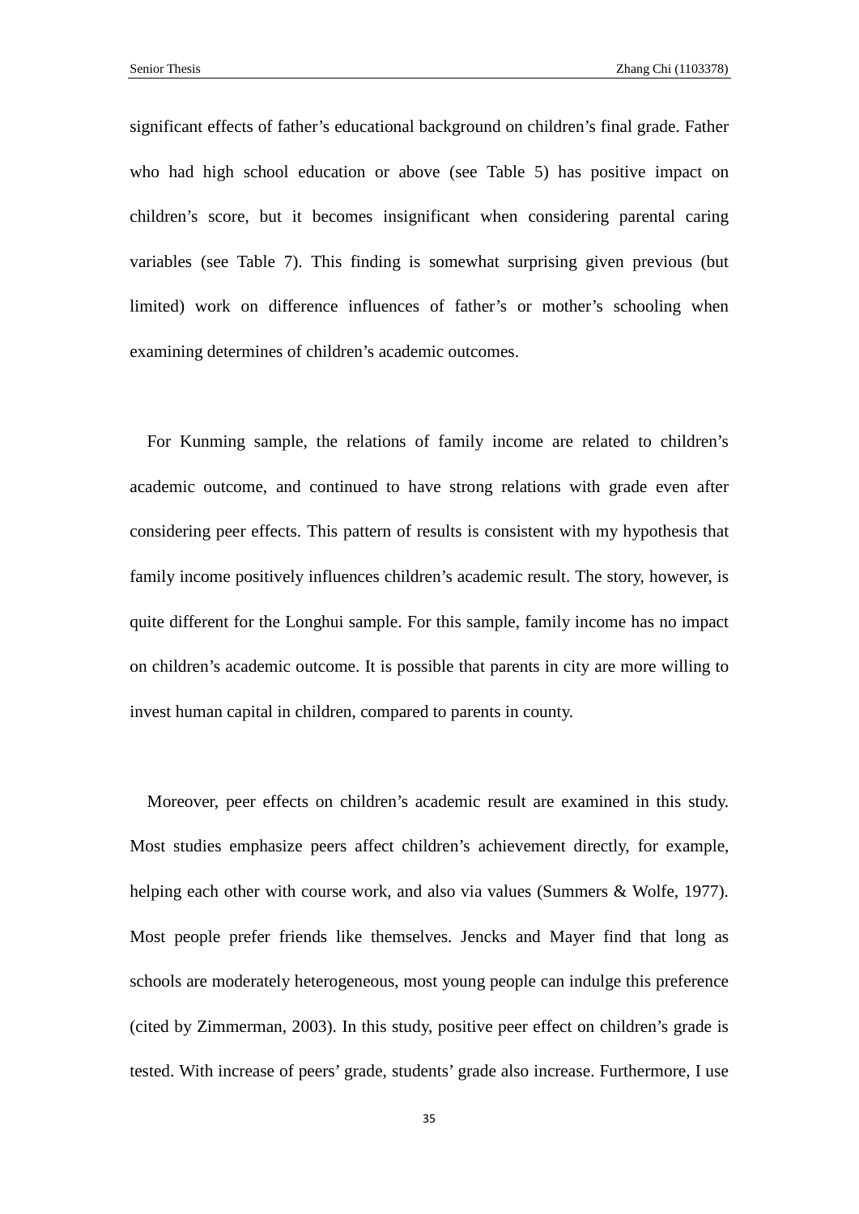significant effects of father's educational background on children's final grade. Father who had high school education or above (see Table 5) has positive impact on children's score, but it becomes insignificant when considering parental caring variables (see Table 7). This finding is somewhat surprising given previous (but limited) work on difference influences of father's or mother's schooling when examining determines of children's academic outcomes.

For Kunming sample, the relations of family income are related to children's academic outcome, and continued to have strong relations with grade even after considering peer effects. This pattern of results is consistent with my hypothesis that family income positively influences children's academic result. The story, however, is quite different for the Longhui sample. For this sample, family income has no impact on children's academic outcome. It is possible that parents in city are more willing to invest human capital in children, compared to parents in county.

Moreover, peer effects on children's academic result are examined in this study. Most studies emphasize peers affect children's achievement directly, for example, helping each other with course work, and also via values (Summers & Wolfe, 1977). Most people prefer friends like themselves. Jencks and Mayer find that long as schools are moderately heterogeneous, most young people can indulge this preference (cited by Zimmerman, 2003). In this study, positive peer effect on children's grade is tested. With increase of peers' grade, students' grade also increase. Furthermore, I use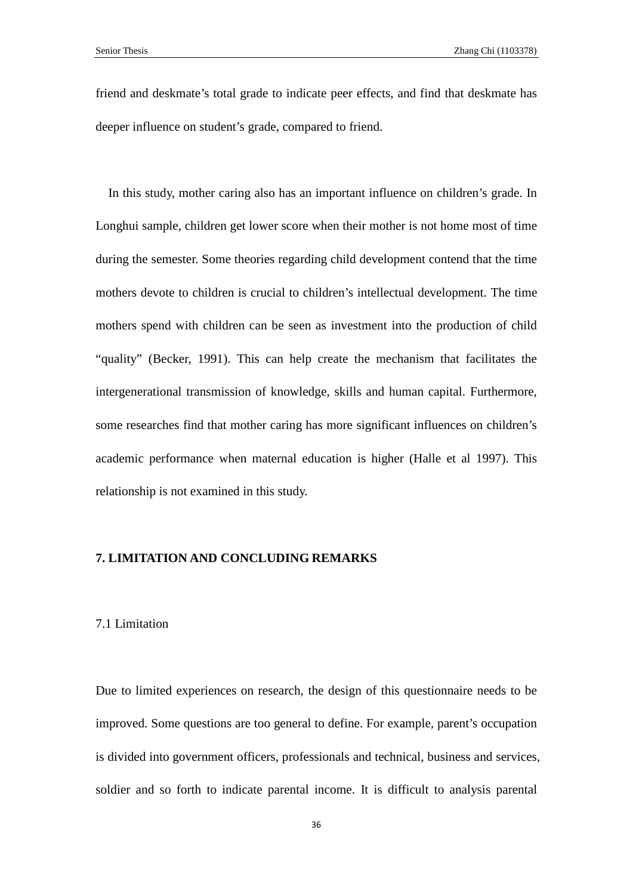friend and deskmate's total grade to indicate peer effects, and find that deskmate has deeper influence on student's grade, compared to friend.

In this study, mother caring also has an important influence on children's grade. In Longhui sample, children get lower score when their mother is not home most of time during the semester. Some theories regarding child development contend that the time mothers devote to children is crucial to children's intellectual development. The time mothers spend with children can be seen as investment into the production of child "quality" (Becker, 1991). This can help create the mechanism that facilitates the intergenerational transmission of knowledge, skills and human capital. Furthermore, some researches find that mother caring has more significant influences on children's academic performance when maternal education is higher (Halle et al 1997). This relationship is not examined in this study.

## 7. LIMITATION AND CONCLUDING REMARKS

### 7.1 Limitation

Due to limited experiences on research, the design of this questionnaire needs to be improved. Some questions are too general to define. For example, parent's occupation is divided into government officers, professionals and technical, business and services, soldier and so forth to indicate parental income. It is difficult to analysis parental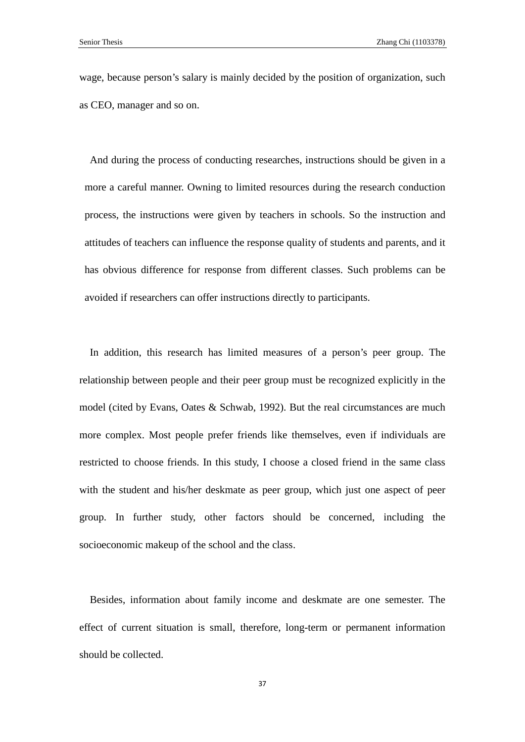wage, because person's salary is mainly decided by the position of organization, such as CEO, manager and so on.

And during the process of conducting researches, instructions should be given in a more a careful manner. Owning to limited resources during the research conduction process, the instructions were given by teachers in schools. So the instruction and attitudes of teachers can influence the response quality of students and parents, and it has obvious difference for response from different classes. Such problems can be avoided if researchers can offer instructions directly to participants.

In addition, this research has limited measures of a person's peer group. The relationship between people and their peer group must be recognized explicitly in the model (cited by Evans, Oates & Schwab, 1992). But the real circumstances are much more complex. Most people prefer friends like themselves, even if individuals are restricted to choose friends. In this study, I choose a closed friend in the same class with the student and his/her deskmate as peer group, which just one aspect of peer group. In further study, other factors should be concerned, including the socioeconomic makeup of the school and the class.

Besides, information about family income and deskmate are one semester. The effect of current situation is small, therefore, long-term or permanent information should be collected.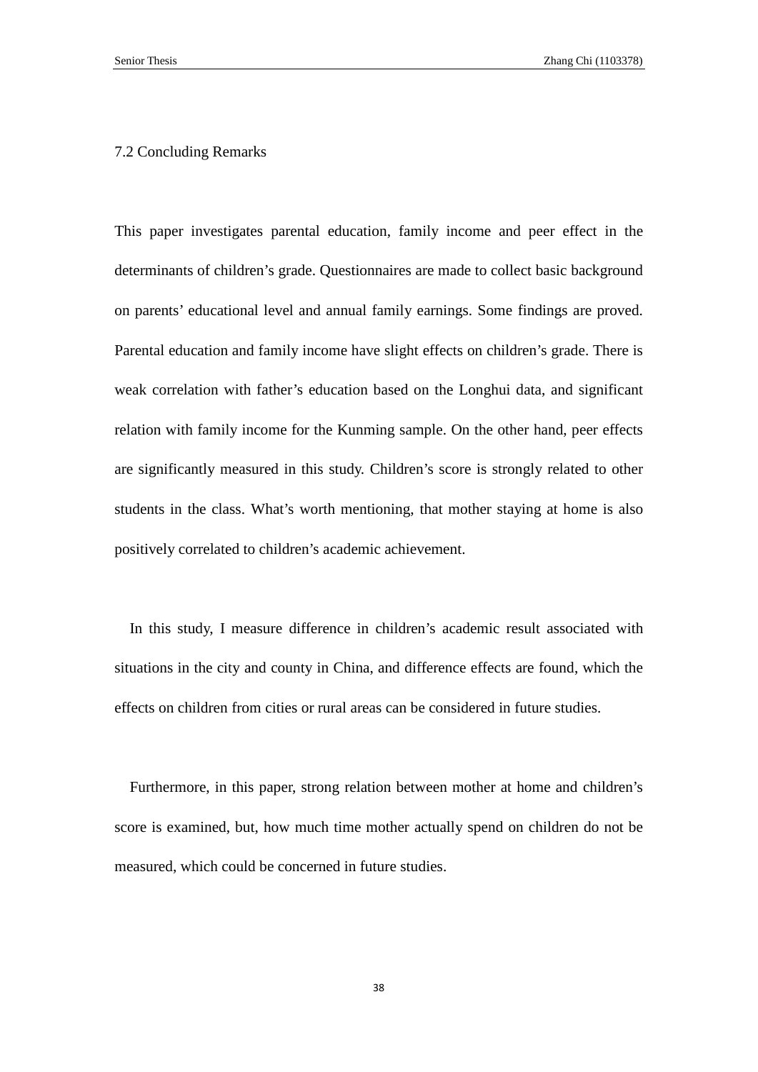## 7.2 Concluding Remarks

This paper investigates parental education, family income and peer effect in the determinants of children's grade. Questionnaires are made to collect basic background on parents' educational level and annual family earnings. Some findings are proved. Parental education and family income have slight effects on children's grade. There is weak correlation with father's education based on the Longhui data, and significant relation with family income for the Kunming sample. On the other hand, peer effects are significantly measured in this study. Children's score is strongly related to other students in the class. What's worth mentioning, that mother staying at home is also positively correlated to children's academic achievement.

In this study, I measure difference in children's academic result associated with situations in the city and county in China, and difference effects are found, which the effects on children from cities or rural areas can be considered in future studies.

Furthermore, in this paper, strong relation between mother at home and children's score is examined, but, how much time mother actually spend on children do not be measured, which could be concerned in future studies.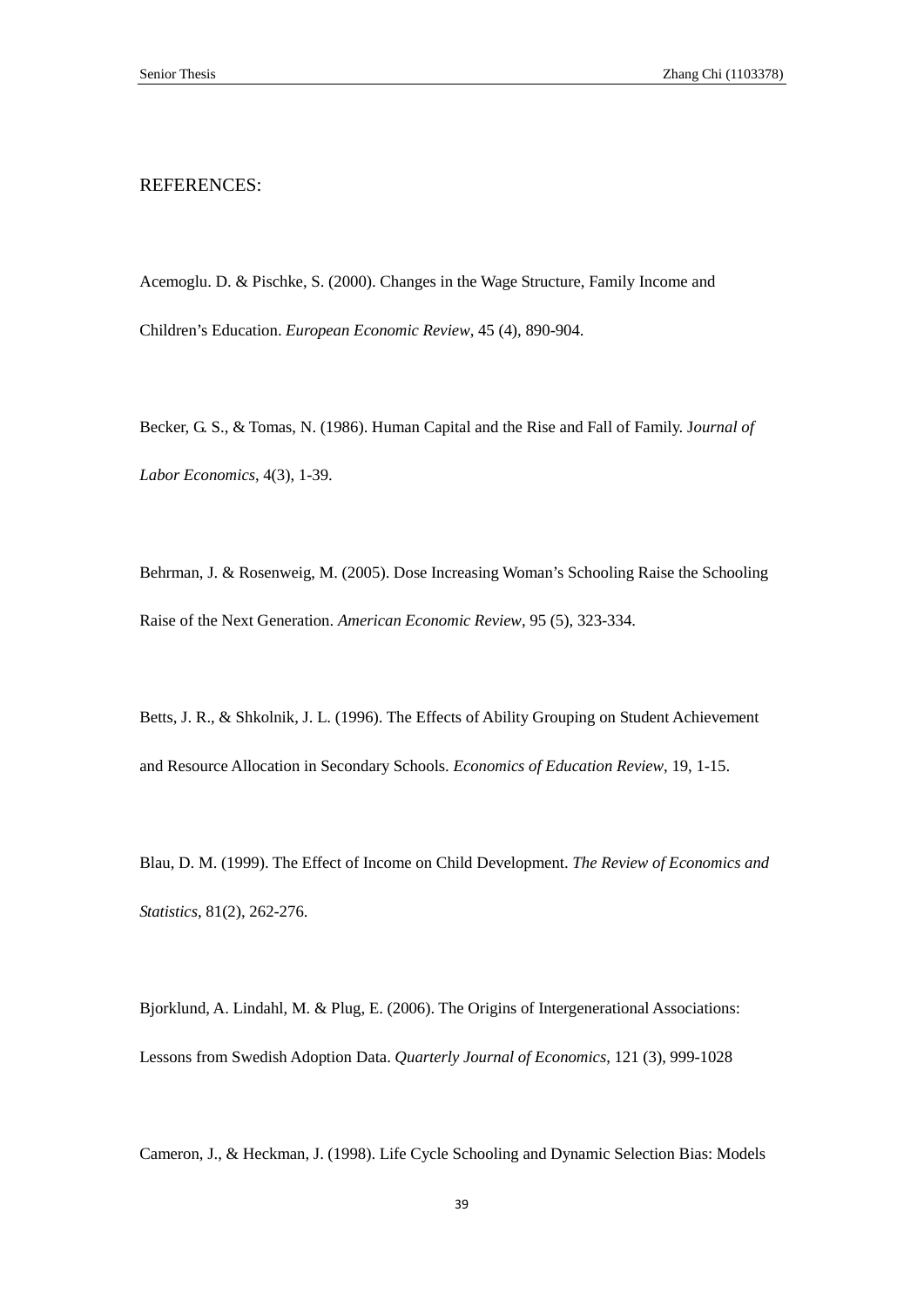REFERENCES:

Acemoglu. D. & Pischke, S. (2000). Changes in the Wage Structure, Family Income and Children's Education. *European Economic Review*, 45 (4), 890-904.

Becker, G. S., & Tomas, N. (1986). Human Capital and the Rise and Fall of Family. J*ournal of Labor Economics*, 4(3), 1-39.

Behrman, J. & Rosenweig, M. (2005). Dose Increasing Woman's Schooling Raise the Schooling Raise of the Next Generation. *American Economic Review*, 95 (5), 323-334.

Betts, J. R., & Shkolnik, J. L. (1996). The Effects of Ability Grouping on Student Achievement and Resource Allocation in Secondary Schools. *Economics of Education Review*, 19, 1-15.

Blau, D. M. (1999). The Effect of Income on Child Development. *The Review of Economics and Statistics*, 81(2), 262-276.

Bjorklund, A. Lindahl, M. & Plug, E. (2006). The Origins of Intergenerational Associations: Lessons from Swedish Adoption Data. *Quarterly Journal of Economics*, 121 (3), 999-1028

Cameron, J., & Heckman, J. (1998). Life Cycle Schooling and Dynamic Selection Bias: Models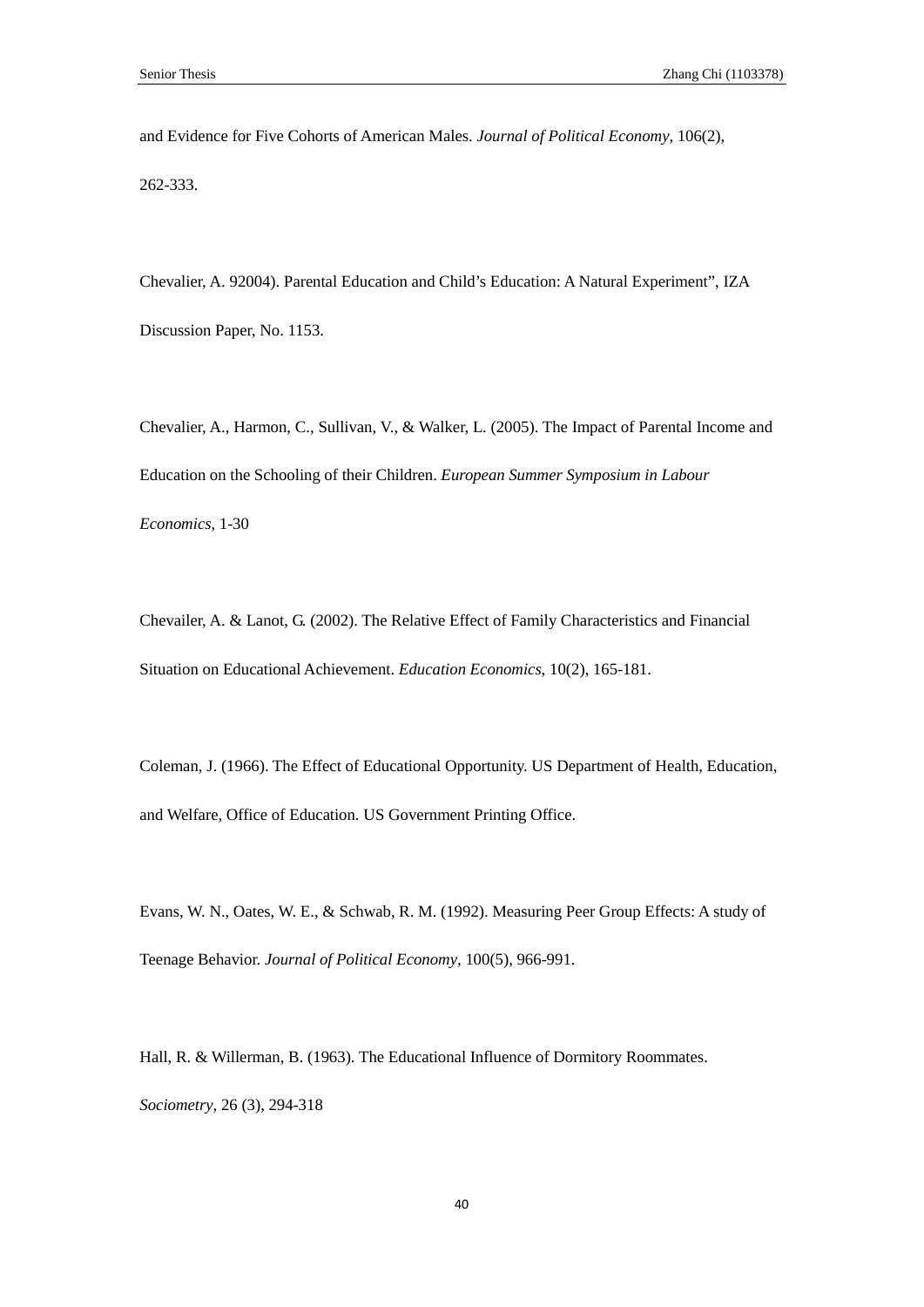and Evidence for Five Cohorts of American Males. *Journal of Political Economy*, 106(2), 262-333.

Chevalier, A. 92004). Parental Education and Child’s Education: A Natural Experiment”, IZA Discussion Paper, No. 1153.

Chevalier, A., Harmon, C., Sullivan, V., & Walker, L. (2005). The Impact of Parental Income and Education on the Schooling of their Children. *European Summer Symposium in Labour Economics*, 1-30

Chevailer, A. & Lanot, G. (2002). The Relative Effect of Family Characteristics and Financial Situation on Educational Achievement. *Education Economics*, 10(2), 165-181.

Coleman, J. (1966). The Effect of Educational Opportunity. US Department of Health, Education, and Welfare, Office of Education. US Government Printing Office.

Evans, W. N., Oates, W. E., & Schwab, R. M. (1992). Measuring Peer Group Effects: A study of Teenage Behavior. *Journal of Political Economy*, 100(5), 966-991.

Hall, R. & Willerman, B. (1963). The Educational Influence of Dormitory Roommates. *Sociometry*, 26 (3), 294-318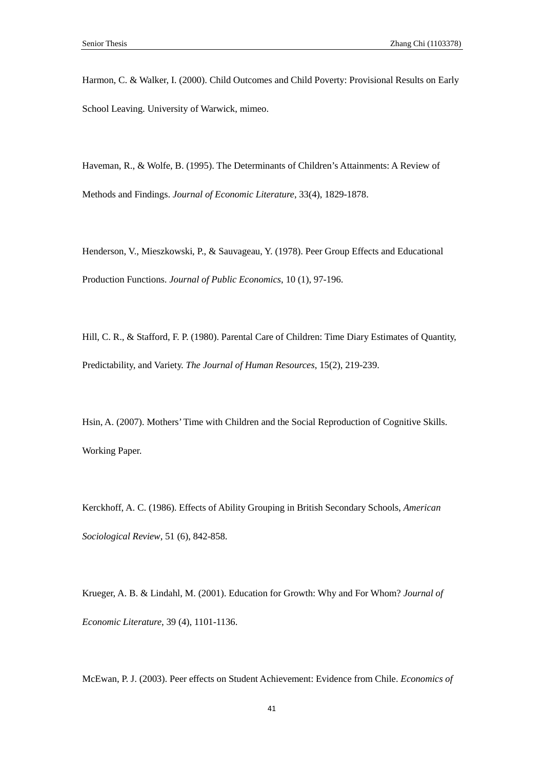Harmon, C. & Walker, I. (2000). Child Outcomes and Child Poverty: Provisional Results on Early School Leaving. University of Warwick, mimeo.

Haveman, R., & Wolfe, B. (1995). The Determinants of Children's Attainments: A Review of Methods and Findings. *Journal of Economic Literature*, 33(4), 1829-1878.

Henderson, V., Mieszkowski, P., & Sauvageau, Y. (1978). Peer Group Effects and Educational Production Functions. *Journal of Public Economics*, 10 (1), 97-196.

Hill, C. R., & Stafford, F. P. (1980). Parental Care of Children: Time Diary Estimates of Quantity, Predictability, and Variety. *The Journal of Human Resources*, 15(2), 219-239.

Hsin, A. (2007). Mothers' Time with Children and the Social Reproduction of Cognitive Skills. Working Paper.

Kerckhoff, A. C. (1986). Effects of Ability Grouping in British Secondary Schools, *American Sociological Review*, 51 (6), 842-858.

Krueger, A. B. & Lindahl, M. (2001). Education for Growth: Why and For Whom? *Journal of Economic Literature*, 39 (4), 1101-1136.

McEwan, P. J. (2003). Peer effects on Student Achievement: Evidence from Chile. *Economics of*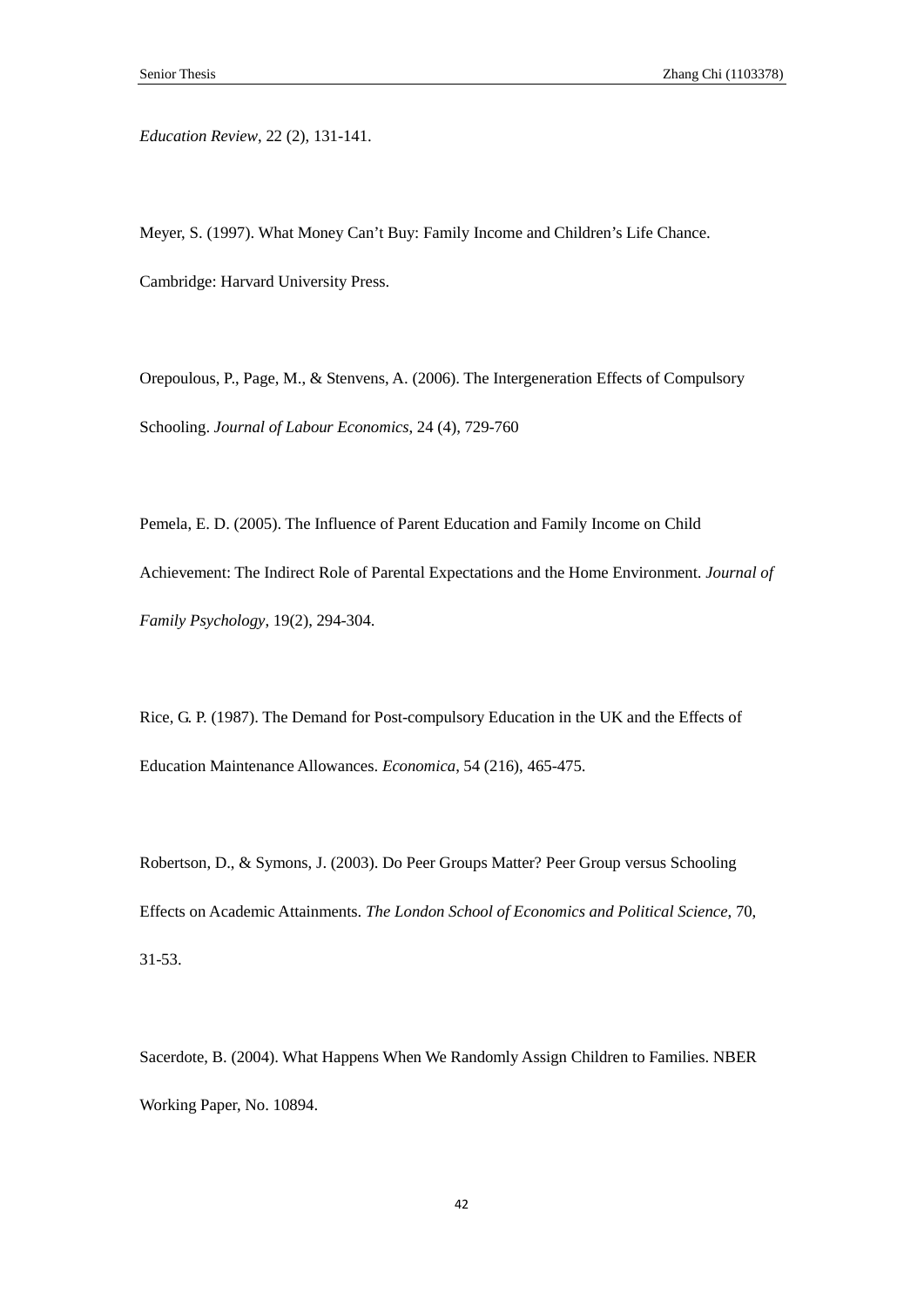*Education Review*, 22 (2), 131-141.

Meyer, S. (1997). What Money Can't Buy: Family Income and Children's Life Chance. Cambridge: Harvard University Press.

Orepoulous, P., Page, M., & Stenvens, A. (2006). The Intergeneration Effects of Compulsory Schooling. *Journal of Labour Economics*, 24 (4), 729-760

Pemela, E. D. (2005). The Influence of Parent Education and Family Income on Child Achievement: The Indirect Role of Parental Expectations and the Home Environment. *Journal of Family Psychology*, 19(2), 294-304.

Rice, G. P. (1987). The Demand for Post-compulsory Education in the UK and the Effects of Education Maintenance Allowances. *Economica*, 54 (216), 465-475.

Robertson, D., & Symons, J. (2003). Do Peer Groups Matter? Peer Group versus Schooling Effects on Academic Attainments. *The London School of Economics and Political Science*, 70, 31-53.

Sacerdote, B. (2004). What Happens When We Randomly Assign Children to Families. NBER Working Paper, No. 10894.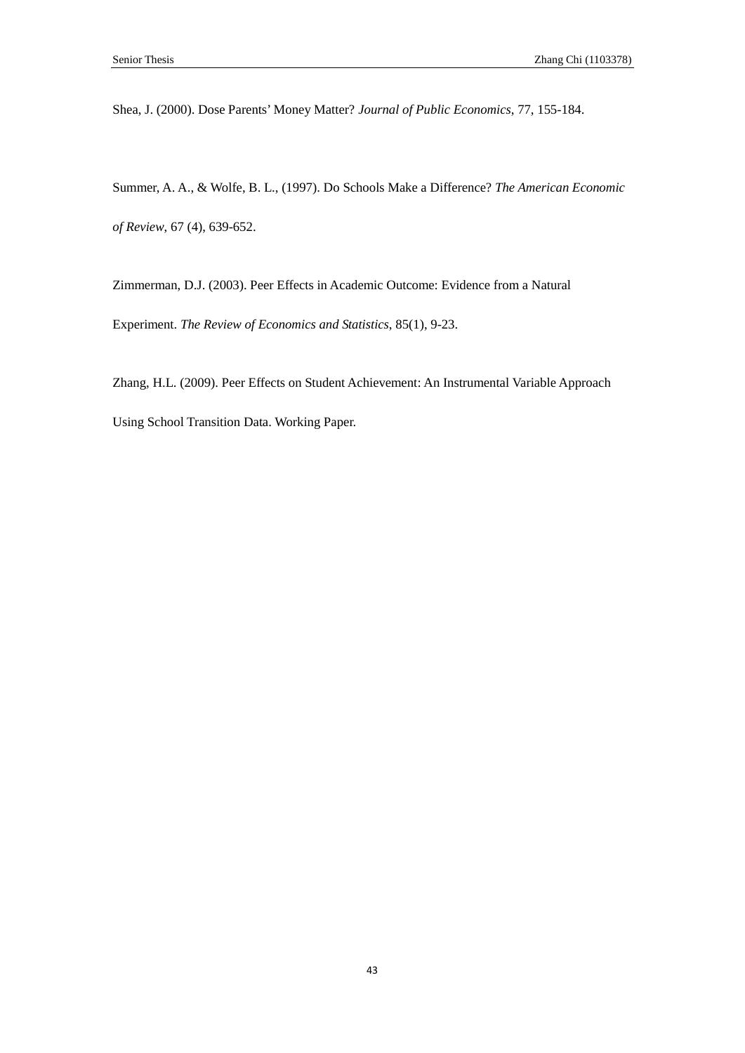Shea, J. (2000). Dose Parents' Money Matter? *Journal of Public Economics*, 77, 155-184.

Summer, A. A., & Wolfe, B. L., (1997). Do Schools Make a Difference? *The American Economic of Review*, 67 (4), 639-652.

Zimmerman, D.J. (2003). Peer Effects in Academic Outcome: Evidence from a Natural Experiment. *The Review of Economics and Statistics*, 85(1), 9-23.

Zhang, H.L. (2009). Peer Effects on Student Achievement: An Instrumental Variable Approach Using School Transition Data. Working Paper.